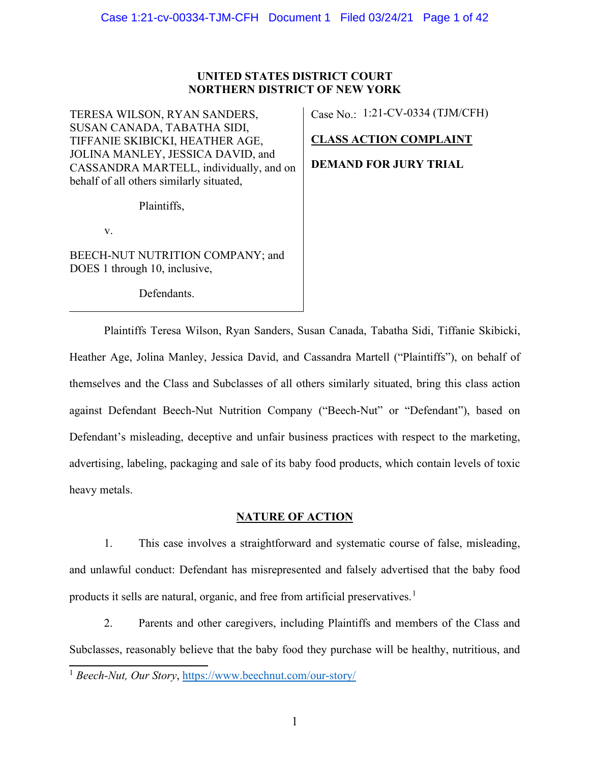**UNITED STATES DISTRICT COURT**
**NORTHERN DISTRICT OF NEW YORK**

| | |
|---|---|
| TERESA WILSON, RYAN SANDERS, SUSAN CANADA, TABATHA SIDI, TIFFANIE SKIBICKI, HEATHER AGE, JOLINA MANLEY, JESSICA DAVID, and CASSANDRA MARTELL, individually, and on behalf of all others similarly situated,<br><br>Plaintiffs,<br><br>v.<br><br>BEECH-NUT NUTRITION COMPANY; and DOES 1 through 10, inclusive,<br><br>Defendants. | Case No.: 1:21-CV-0334 (TJM/CFH)<br><br>**CLASS ACTION COMPLAINT**<br><br>**DEMAND FOR JURY TRIAL** |

Plaintiffs Teresa Wilson, Ryan Sanders, Susan Canada, Tabatha Sidi, Tiffanie Skibicki, Heather Age, Jolina Manley, Jessica David, and Cassandra Martell ("Plaintiffs"), on behalf of themselves and the Class and Subclasses of all others similarly situated, bring this class action against Defendant Beech-Nut Nutrition Company ("Beech-Nut" or "Defendant"), based on Defendant's misleading, deceptive and unfair business practices with respect to the marketing, advertising, labeling, packaging and sale of its baby food products, which contain levels of toxic heavy metals.

## NATURE OF ACTION

1. This case involves a straightforward and systematic course of false, misleading, and unlawful conduct: Defendant has misrepresented and falsely advertised that the baby food products it sells are natural, organic, and free from artificial preservatives.[1]

2. Parents and other caregivers, including Plaintiffs and members of the Class and Subclasses, reasonably believe that the baby food they purchase will be healthy, nutritious, and

[1] *Beech-Nut, Our Story*, https://www.beechnut.com/our-story/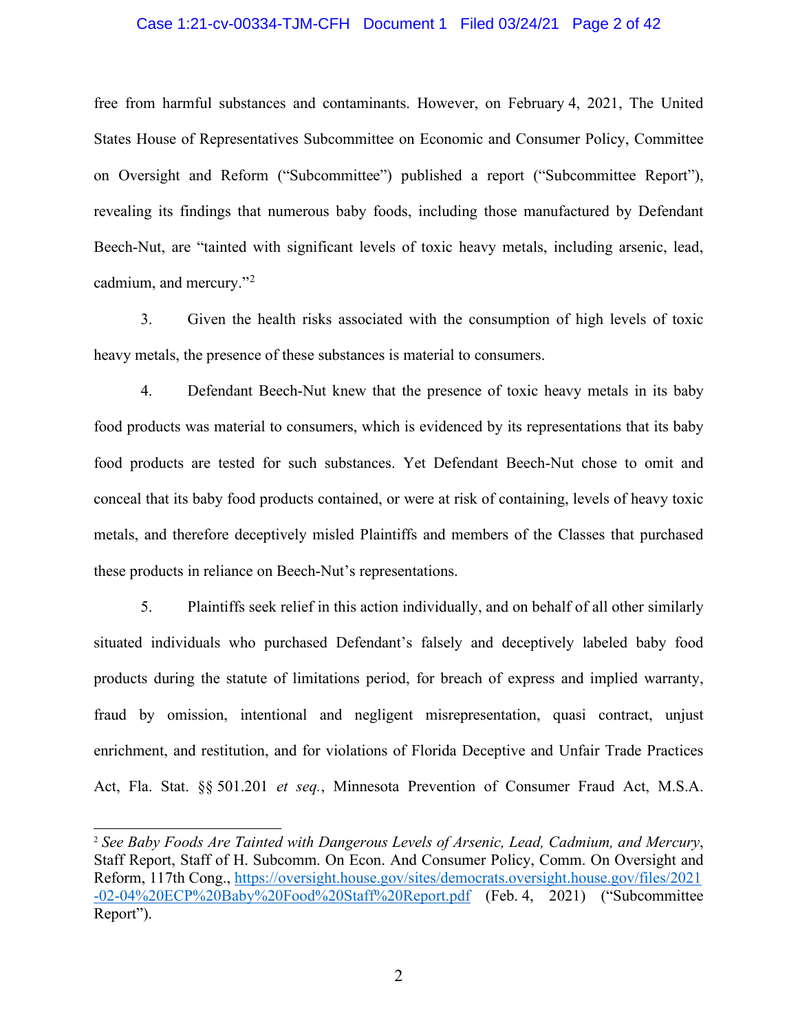free from harmful substances and contaminants. However, on February 4, 2021, The United States House of Representatives Subcommittee on Economic and Consumer Policy, Committee on Oversight and Reform ("Subcommittee") published a report ("Subcommittee Report"), revealing its findings that numerous baby foods, including those manufactured by Defendant Beech-Nut, are "tainted with significant levels of toxic heavy metals, including arsenic, lead, cadmium, and mercury."[2]

3. Given the health risks associated with the consumption of high levels of toxic heavy metals, the presence of these substances is material to consumers.

4. Defendant Beech-Nut knew that the presence of toxic heavy metals in its baby food products was material to consumers, which is evidenced by its representations that its baby food products are tested for such substances. Yet Defendant Beech-Nut chose to omit and conceal that its baby food products contained, or were at risk of containing, levels of heavy toxic metals, and therefore deceptively misled Plaintiffs and members of the Classes that purchased these products in reliance on Beech-Nut's representations.

5. Plaintiffs seek relief in this action individually, and on behalf of all other similarly situated individuals who purchased Defendant's falsely and deceptively labeled baby food products during the statute of limitations period, for breach of express and implied warranty, fraud by omission, intentional and negligent misrepresentation, quasi contract, unjust enrichment, and restitution, and for violations of Florida Deceptive and Unfair Trade Practices Act, Fla. Stat. §§ 501.201 *et seq.*, Minnesota Prevention of Consumer Fraud Act, M.S.A.

---

[2] *See Baby Foods Are Tainted with Dangerous Levels of Arsenic, Lead, Cadmium, and Mercury*, Staff Report, Staff of H. Subcomm. On Econ. And Consumer Policy, Comm. On Oversight and Reform, 117th Cong., https://oversight.house.gov/sites/democrats.oversight.house.gov/files/2021-02-04%20ECP%20Baby%20Food%20Staff%20Report.pdf (Feb. 4, 2021) ("Subcommittee Report").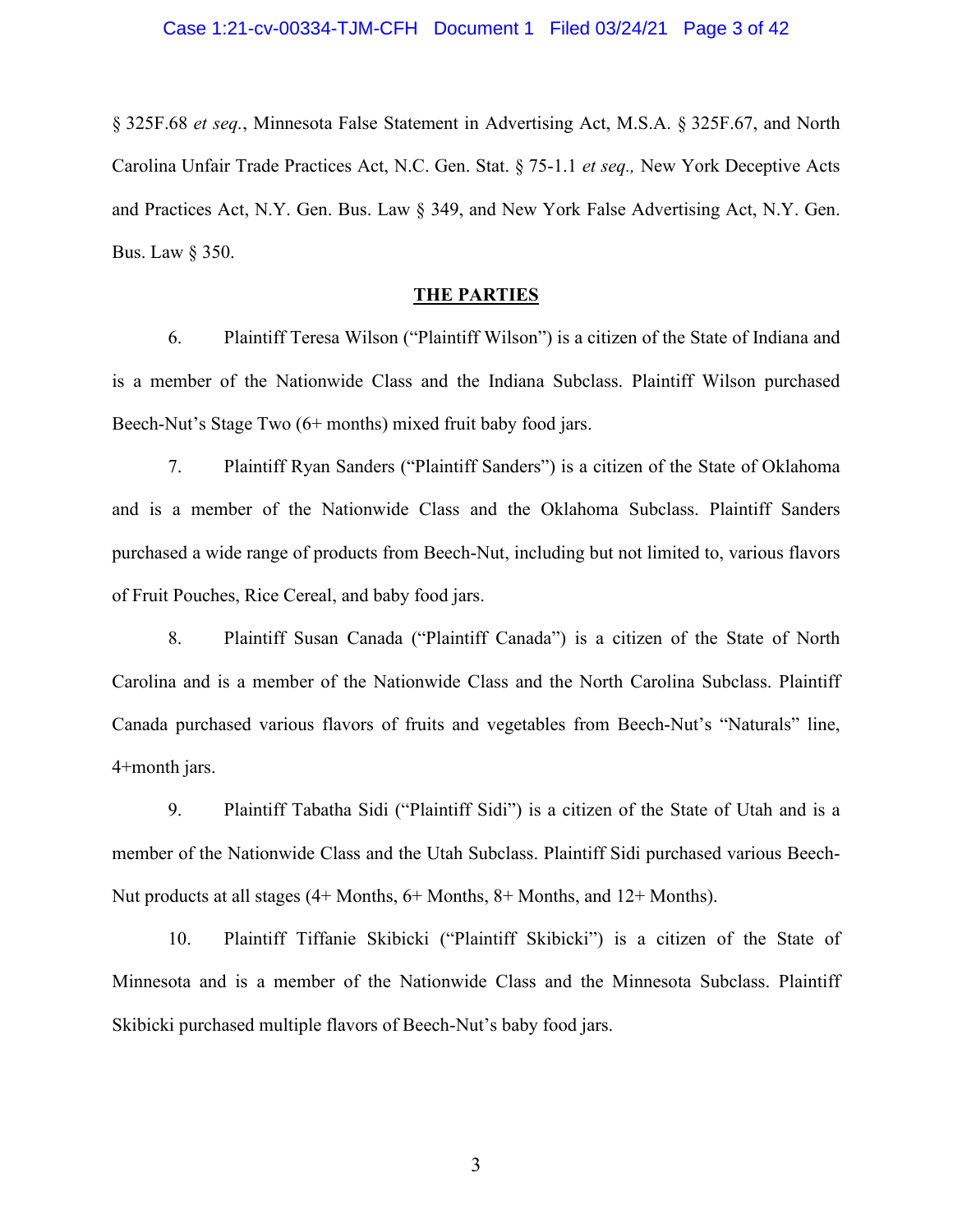§ 325F.68 *et seq.*, Minnesota False Statement in Advertising Act, M.S.A. § 325F.67, and North Carolina Unfair Trade Practices Act, N.C. Gen. Stat. § 75-1.1 *et seq.,* New York Deceptive Acts and Practices Act, N.Y. Gen. Bus. Law § 349, and New York False Advertising Act, N.Y. Gen. Bus. Law § 350.

## THE PARTIES

6. Plaintiff Teresa Wilson ("Plaintiff Wilson") is a citizen of the State of Indiana and is a member of the Nationwide Class and the Indiana Subclass. Plaintiff Wilson purchased Beech-Nut's Stage Two (6+ months) mixed fruit baby food jars.

7. Plaintiff Ryan Sanders ("Plaintiff Sanders") is a citizen of the State of Oklahoma and is a member of the Nationwide Class and the Oklahoma Subclass. Plaintiff Sanders purchased a wide range of products from Beech-Nut, including but not limited to, various flavors of Fruit Pouches, Rice Cereal, and baby food jars.

8. Plaintiff Susan Canada ("Plaintiff Canada") is a citizen of the State of North Carolina and is a member of the Nationwide Class and the North Carolina Subclass. Plaintiff Canada purchased various flavors of fruits and vegetables from Beech-Nut's "Naturals" line, 4+month jars.

9. Plaintiff Tabatha Sidi ("Plaintiff Sidi") is a citizen of the State of Utah and is a member of the Nationwide Class and the Utah Subclass. Plaintiff Sidi purchased various Beech-Nut products at all stages (4+ Months, 6+ Months, 8+ Months, and 12+ Months).

10. Plaintiff Tiffanie Skibicki ("Plaintiff Skibicki") is a citizen of the State of Minnesota and is a member of the Nationwide Class and the Minnesota Subclass. Plaintiff Skibicki purchased multiple flavors of Beech-Nut's baby food jars.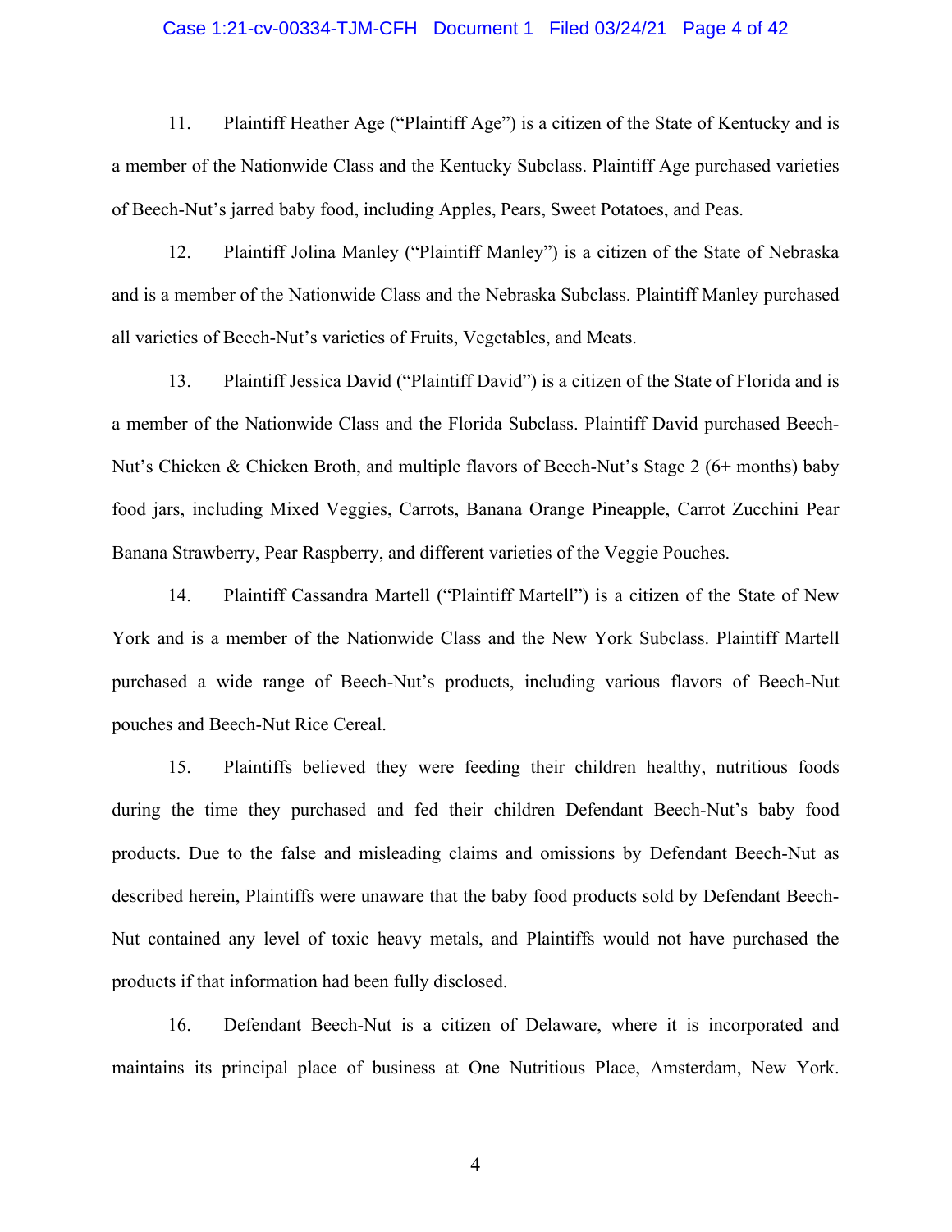11. Plaintiff Heather Age ("Plaintiff Age") is a citizen of the State of Kentucky and is a member of the Nationwide Class and the Kentucky Subclass. Plaintiff Age purchased varieties of Beech-Nut's jarred baby food, including Apples, Pears, Sweet Potatoes, and Peas.

12. Plaintiff Jolina Manley ("Plaintiff Manley") is a citizen of the State of Nebraska and is a member of the Nationwide Class and the Nebraska Subclass. Plaintiff Manley purchased all varieties of Beech-Nut's varieties of Fruits, Vegetables, and Meats.

13. Plaintiff Jessica David ("Plaintiff David") is a citizen of the State of Florida and is a member of the Nationwide Class and the Florida Subclass. Plaintiff David purchased Beech-Nut's Chicken & Chicken Broth, and multiple flavors of Beech-Nut's Stage 2 (6+ months) baby food jars, including Mixed Veggies, Carrots, Banana Orange Pineapple, Carrot Zucchini Pear Banana Strawberry, Pear Raspberry, and different varieties of the Veggie Pouches.

14. Plaintiff Cassandra Martell ("Plaintiff Martell") is a citizen of the State of New York and is a member of the Nationwide Class and the New York Subclass. Plaintiff Martell purchased a wide range of Beech-Nut's products, including various flavors of Beech-Nut pouches and Beech-Nut Rice Cereal.

15. Plaintiffs believed they were feeding their children healthy, nutritious foods during the time they purchased and fed their children Defendant Beech-Nut's baby food products. Due to the false and misleading claims and omissions by Defendant Beech-Nut as described herein, Plaintiffs were unaware that the baby food products sold by Defendant Beech-Nut contained any level of toxic heavy metals, and Plaintiffs would not have purchased the products if that information had been fully disclosed.

16. Defendant Beech-Nut is a citizen of Delaware, where it is incorporated and maintains its principal place of business at One Nutritious Place, Amsterdam, New York.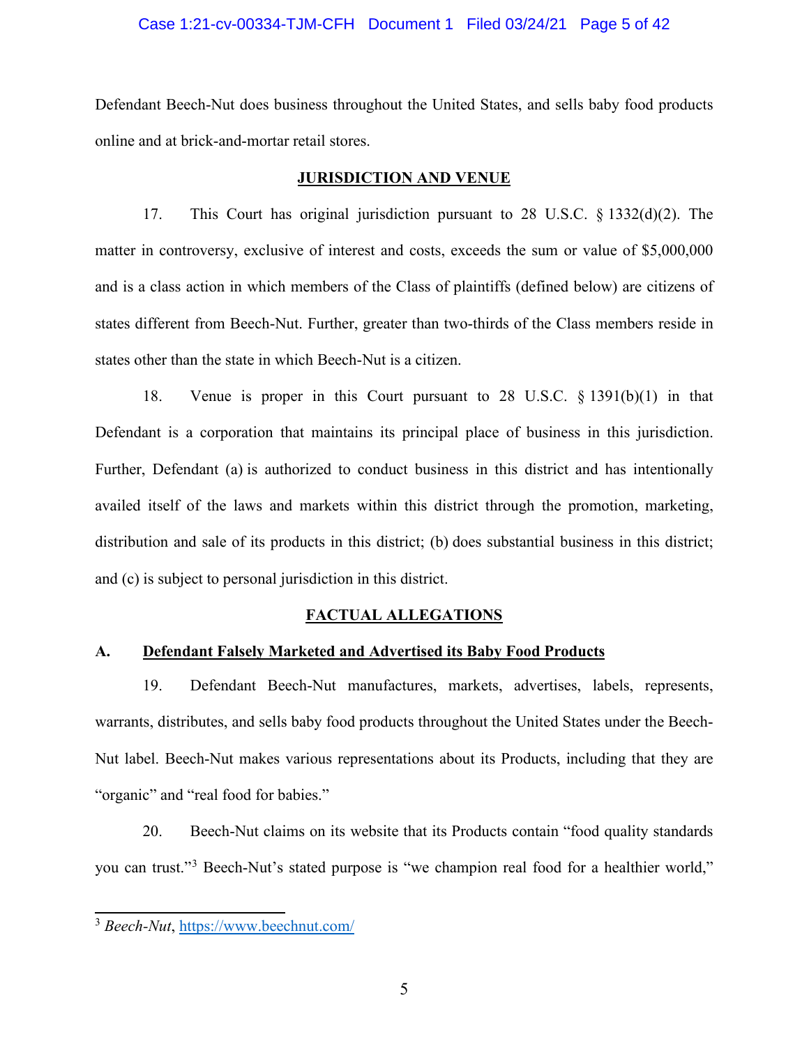Defendant Beech-Nut does business throughout the United States, and sells baby food products online and at brick-and-mortar retail stores.

## JURISDICTION AND VENUE

17. This Court has original jurisdiction pursuant to 28 U.S.C. § 1332(d)(2). The matter in controversy, exclusive of interest and costs, exceeds the sum or value of $5,000,000 and is a class action in which members of the Class of plaintiffs (defined below) are citizens of states different from Beech-Nut. Further, greater than two-thirds of the Class members reside in states other than the state in which Beech-Nut is a citizen.

18. Venue is proper in this Court pursuant to 28 U.S.C. § 1391(b)(1) in that Defendant is a corporation that maintains its principal place of business in this jurisdiction. Further, Defendant (a) is authorized to conduct business in this district and has intentionally availed itself of the laws and markets within this district through the promotion, marketing, distribution and sale of its products in this district; (b) does substantial business in this district; and (c) is subject to personal jurisdiction in this district.

## FACTUAL ALLEGATIONS

### A. Defendant Falsely Marketed and Advertised its Baby Food Products

19. Defendant Beech-Nut manufactures, markets, advertises, labels, represents, warrants, distributes, and sells baby food products throughout the United States under the Beech-Nut label. Beech-Nut makes various representations about its Products, including that they are "organic" and "real food for babies."

20. Beech-Nut claims on its website that its Products contain "food quality standards you can trust."[3] Beech-Nut's stated purpose is "we champion real food for a healthier world,"

---

[3] *Beech-Nut*, https://www.beechnut.com/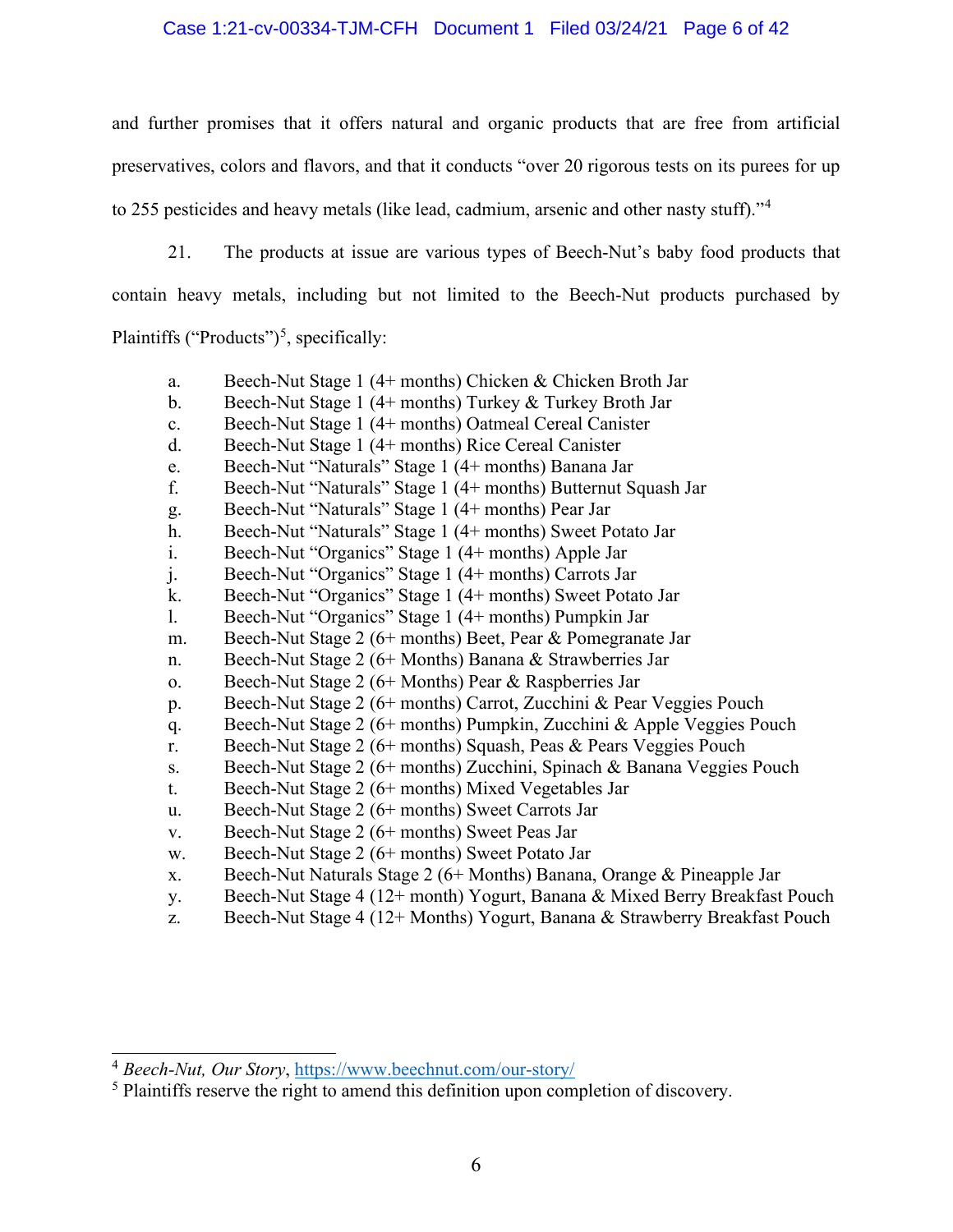and further promises that it offers natural and organic products that are free from artificial preservatives, colors and flavors, and that it conducts "over 20 rigorous tests on its purees for up to 255 pesticides and heavy metals (like lead, cadmium, arsenic and other nasty stuff)."[4]

21. The products at issue are various types of Beech-Nut's baby food products that contain heavy metals, including but not limited to the Beech-Nut products purchased by Plaintiffs ("Products")[5], specifically:

a. Beech-Nut Stage 1 (4+ months) Chicken & Chicken Broth Jar
b. Beech-Nut Stage 1 (4+ months) Turkey & Turkey Broth Jar
c. Beech-Nut Stage 1 (4+ months) Oatmeal Cereal Canister
d. Beech-Nut Stage 1 (4+ months) Rice Cereal Canister
e. Beech-Nut "Naturals" Stage 1 (4+ months) Banana Jar
f. Beech-Nut "Naturals" Stage 1 (4+ months) Butternut Squash Jar
g. Beech-Nut "Naturals" Stage 1 (4+ months) Pear Jar
h. Beech-Nut "Naturals" Stage 1 (4+ months) Sweet Potato Jar
i. Beech-Nut "Organics" Stage 1 (4+ months) Apple Jar
j. Beech-Nut "Organics" Stage 1 (4+ months) Carrots Jar
k. Beech-Nut "Organics" Stage 1 (4+ months) Sweet Potato Jar
l. Beech-Nut "Organics" Stage 1 (4+ months) Pumpkin Jar
m. Beech-Nut Stage 2 (6+ months) Beet, Pear & Pomegranate Jar
n. Beech-Nut Stage 2 (6+ Months) Banana & Strawberries Jar
o. Beech-Nut Stage 2 (6+ Months) Pear & Raspberries Jar
p. Beech-Nut Stage 2 (6+ months) Carrot, Zucchini & Pear Veggies Pouch
q. Beech-Nut Stage 2 (6+ months) Pumpkin, Zucchini & Apple Veggies Pouch
r. Beech-Nut Stage 2 (6+ months) Squash, Peas & Pears Veggies Pouch
s. Beech-Nut Stage 2 (6+ months) Zucchini, Spinach & Banana Veggies Pouch
t. Beech-Nut Stage 2 (6+ months) Mixed Vegetables Jar
u. Beech-Nut Stage 2 (6+ months) Sweet Carrots Jar
v. Beech-Nut Stage 2 (6+ months) Sweet Peas Jar
w. Beech-Nut Stage 2 (6+ months) Sweet Potato Jar
x. Beech-Nut Naturals Stage 2 (6+ Months) Banana, Orange & Pineapple Jar
y. Beech-Nut Stage 4 (12+ month) Yogurt, Banana & Mixed Berry Breakfast Pouch
z. Beech-Nut Stage 4 (12+ Months) Yogurt, Banana & Strawberry Breakfast Pouch

---

[4] *Beech-Nut, Our Story*, https://www.beechnut.com/our-story/

[5] Plaintiffs reserve the right to amend this definition upon completion of discovery.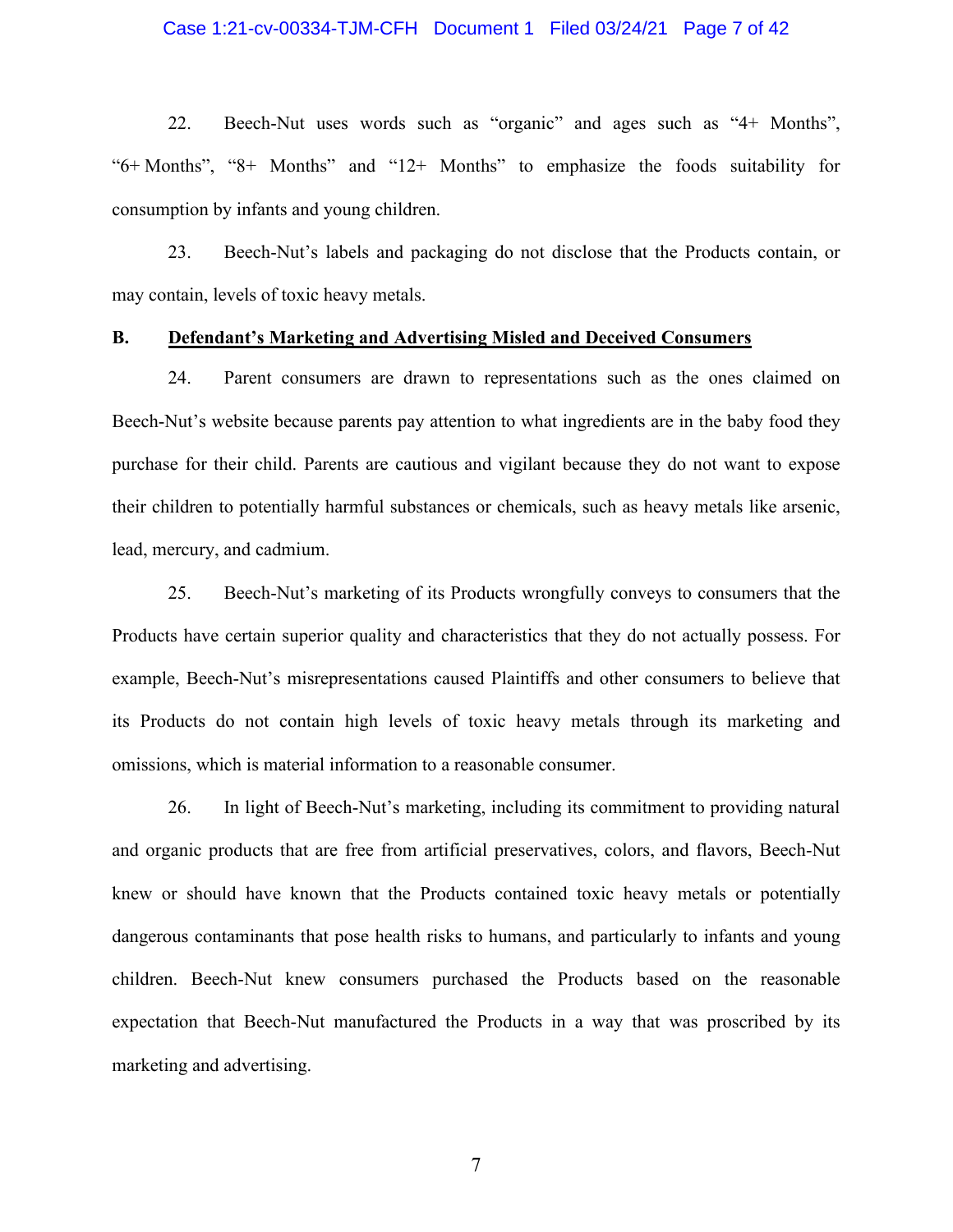22. Beech-Nut uses words such as "organic" and ages such as "4+ Months", "6+ Months", "8+ Months" and "12+ Months" to emphasize the foods suitability for consumption by infants and young children.

23. Beech-Nut's labels and packaging do not disclose that the Products contain, or may contain, levels of toxic heavy metals.

**B. <u>Defendant's Marketing and Advertising Misled and Deceived Consumers</u>**

24. Parent consumers are drawn to representations such as the ones claimed on Beech-Nut's website because parents pay attention to what ingredients are in the baby food they purchase for their child. Parents are cautious and vigilant because they do not want to expose their children to potentially harmful substances or chemicals, such as heavy metals like arsenic, lead, mercury, and cadmium.

25. Beech-Nut's marketing of its Products wrongfully conveys to consumers that the Products have certain superior quality and characteristics that they do not actually possess. For example, Beech-Nut's misrepresentations caused Plaintiffs and other consumers to believe that its Products do not contain high levels of toxic heavy metals through its marketing and omissions, which is material information to a reasonable consumer.

26. In light of Beech-Nut's marketing, including its commitment to providing natural and organic products that are free from artificial preservatives, colors, and flavors, Beech-Nut knew or should have known that the Products contained toxic heavy metals or potentially dangerous contaminants that pose health risks to humans, and particularly to infants and young children. Beech-Nut knew consumers purchased the Products based on the reasonable expectation that Beech-Nut manufactured the Products in a way that was proscribed by its marketing and advertising.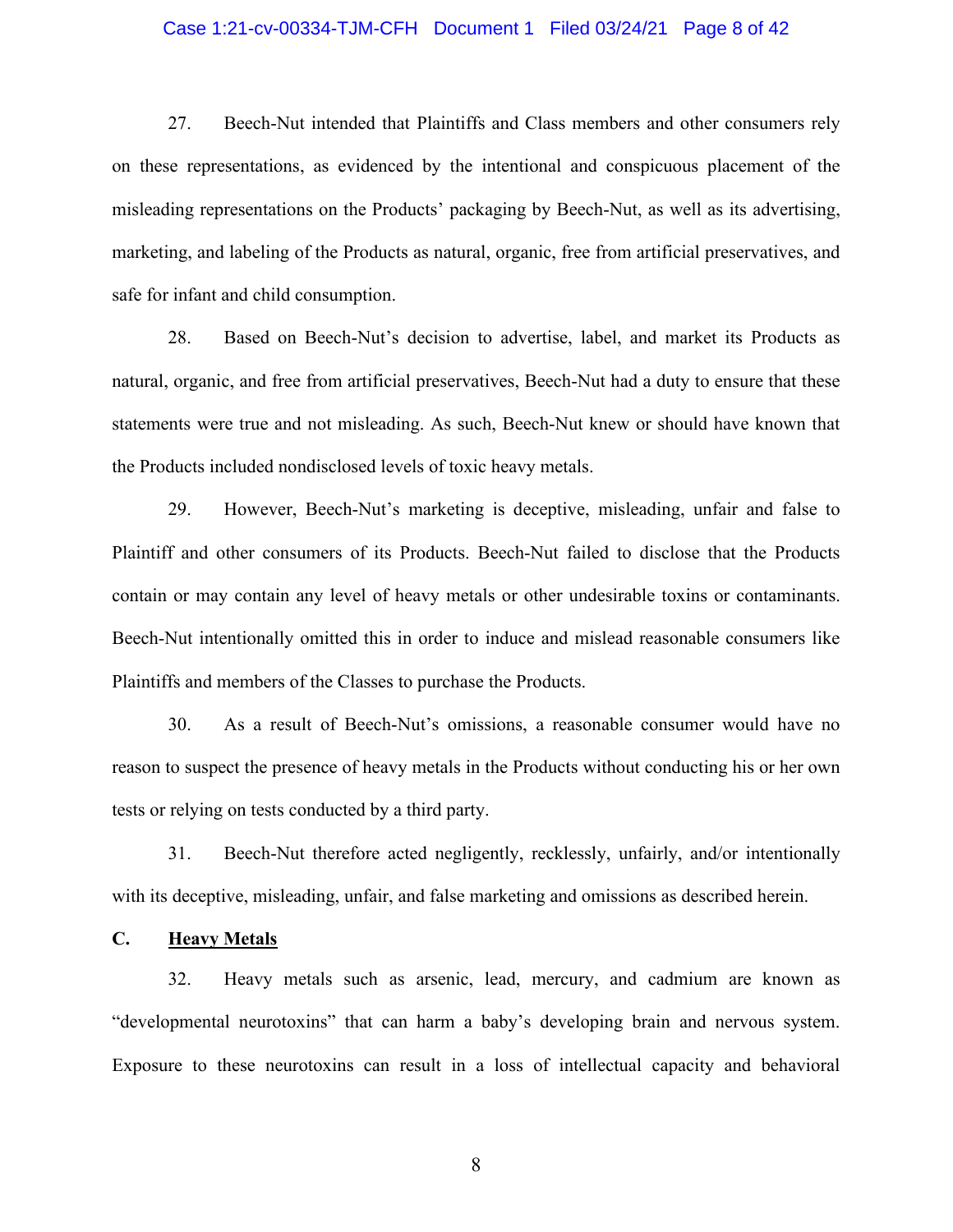27. Beech-Nut intended that Plaintiffs and Class members and other consumers rely on these representations, as evidenced by the intentional and conspicuous placement of the misleading representations on the Products' packaging by Beech-Nut, as well as its advertising, marketing, and labeling of the Products as natural, organic, free from artificial preservatives, and safe for infant and child consumption.

28. Based on Beech-Nut's decision to advertise, label, and market its Products as natural, organic, and free from artificial preservatives, Beech-Nut had a duty to ensure that these statements were true and not misleading. As such, Beech-Nut knew or should have known that the Products included nondisclosed levels of toxic heavy metals.

29. However, Beech-Nut's marketing is deceptive, misleading, unfair and false to Plaintiff and other consumers of its Products. Beech-Nut failed to disclose that the Products contain or may contain any level of heavy metals or other undesirable toxins or contaminants. Beech-Nut intentionally omitted this in order to induce and mislead reasonable consumers like Plaintiffs and members of the Classes to purchase the Products.

30. As a result of Beech-Nut's omissions, a reasonable consumer would have no reason to suspect the presence of heavy metals in the Products without conducting his or her own tests or relying on tests conducted by a third party.

31. Beech-Nut therefore acted negligently, recklessly, unfairly, and/or intentionally with its deceptive, misleading, unfair, and false marketing and omissions as described herein.

**C. <u>Heavy Metals</u>**

32. Heavy metals such as arsenic, lead, mercury, and cadmium are known as "developmental neurotoxins" that can harm a baby's developing brain and nervous system. Exposure to these neurotoxins can result in a loss of intellectual capacity and behavioral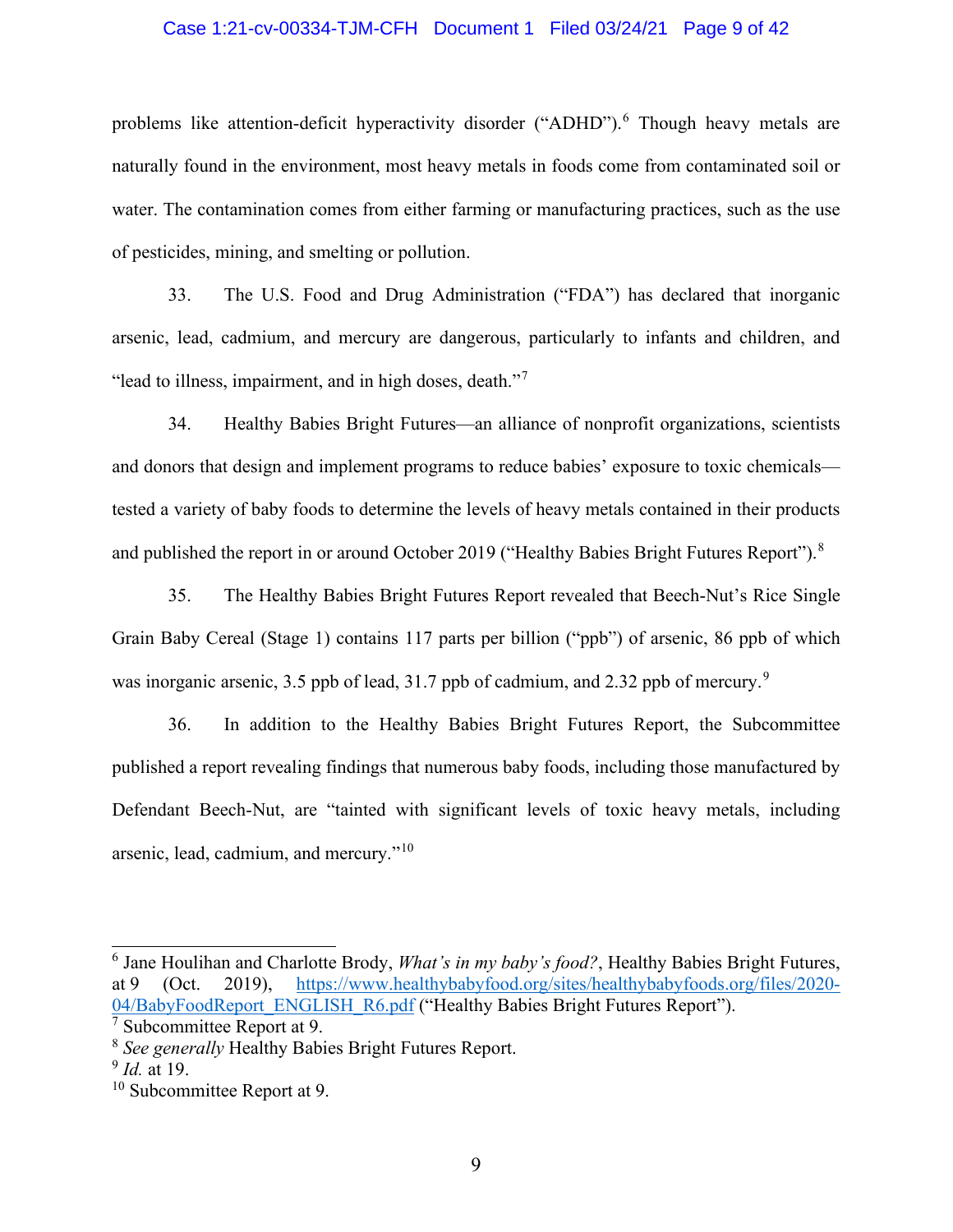problems like attention-deficit hyperactivity disorder ("ADHD").[6] Though heavy metals are naturally found in the environment, most heavy metals in foods come from contaminated soil or water. The contamination comes from either farming or manufacturing practices, such as the use of pesticides, mining, and smelting or pollution.

33. The U.S. Food and Drug Administration ("FDA") has declared that inorganic arsenic, lead, cadmium, and mercury are dangerous, particularly to infants and children, and "lead to illness, impairment, and in high doses, death."[7]

34. Healthy Babies Bright Futures—an alliance of nonprofit organizations, scientists and donors that design and implement programs to reduce babies' exposure to toxic chemicals—tested a variety of baby foods to determine the levels of heavy metals contained in their products and published the report in or around October 2019 ("Healthy Babies Bright Futures Report").[8]

35. The Healthy Babies Bright Futures Report revealed that Beech-Nut's Rice Single Grain Baby Cereal (Stage 1) contains 117 parts per billion ("ppb") of arsenic, 86 ppb of which was inorganic arsenic, 3.5 ppb of lead, 31.7 ppb of cadmium, and 2.32 ppb of mercury.[9]

36. In addition to the Healthy Babies Bright Futures Report, the Subcommittee published a report revealing findings that numerous baby foods, including those manufactured by Defendant Beech-Nut, are "tainted with significant levels of toxic heavy metals, including arsenic, lead, cadmium, and mercury."[10]

---

[6] Jane Houlihan and Charlotte Brody, *What's in my baby's food?*, Healthy Babies Bright Futures, at 9 (Oct. 2019), https://www.healthybabyfood.org/sites/healthybabyfoods.org/files/2020-04/BabyFoodReport_ENGLISH_R6.pdf ("Healthy Babies Bright Futures Report").

[7] Subcommittee Report at 9.

[8] *See generally* Healthy Babies Bright Futures Report.

[9] *Id.* at 19.

[10] Subcommittee Report at 9.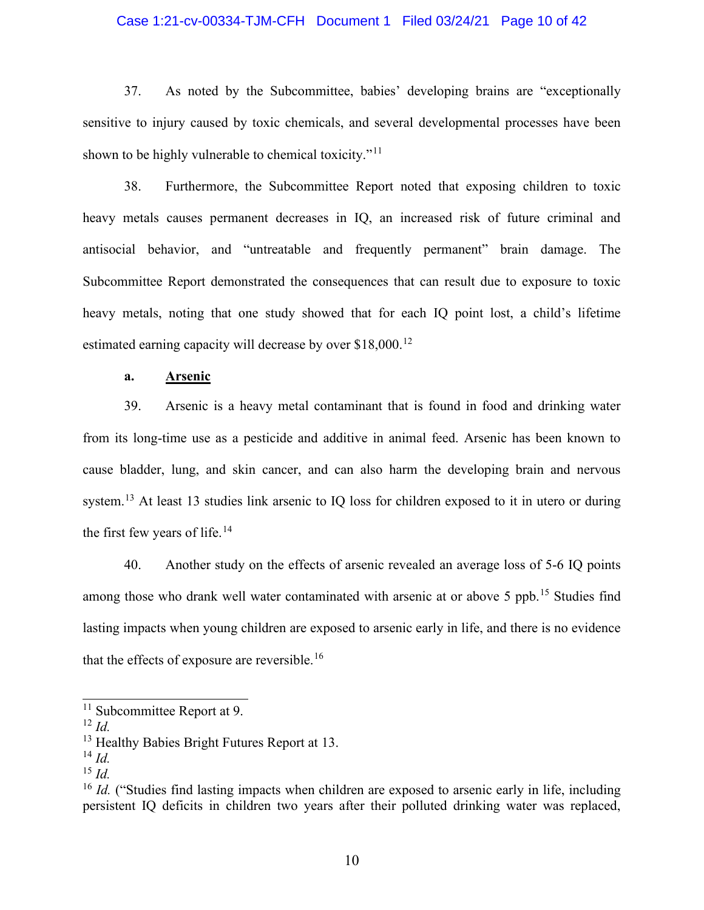37. As noted by the Subcommittee, babies' developing brains are "exceptionally sensitive to injury caused by toxic chemicals, and several developmental processes have been shown to be highly vulnerable to chemical toxicity."[11]

38. Furthermore, the Subcommittee Report noted that exposing children to toxic heavy metals causes permanent decreases in IQ, an increased risk of future criminal and antisocial behavior, and "untreatable and frequently permanent" brain damage. The Subcommittee Report demonstrated the consequences that can result due to exposure to toxic heavy metals, noting that one study showed that for each IQ point lost, a child's lifetime estimated earning capacity will decrease by over $18,000.[12]

**a. <u>Arsenic</u>**

39. Arsenic is a heavy metal contaminant that is found in food and drinking water from its long-time use as a pesticide and additive in animal feed. Arsenic has been known to cause bladder, lung, and skin cancer, and can also harm the developing brain and nervous system.[13] At least 13 studies link arsenic to IQ loss for children exposed to it in utero or during the first few years of life.[14]

40. Another study on the effects of arsenic revealed an average loss of 5-6 IQ points among those who drank well water contaminated with arsenic at or above 5 ppb.[15] Studies find lasting impacts when young children are exposed to arsenic early in life, and there is no evidence that the effects of exposure are reversible.[16]

---

[11] Subcommittee Report at 9.

[12] *Id.*

[13] Healthy Babies Bright Futures Report at 13.

[14] *Id.*

[15] *Id.*

[16] *Id.* ("Studies find lasting impacts when children are exposed to arsenic early in life, including persistent IQ deficits in children two years after their polluted drinking water was replaced,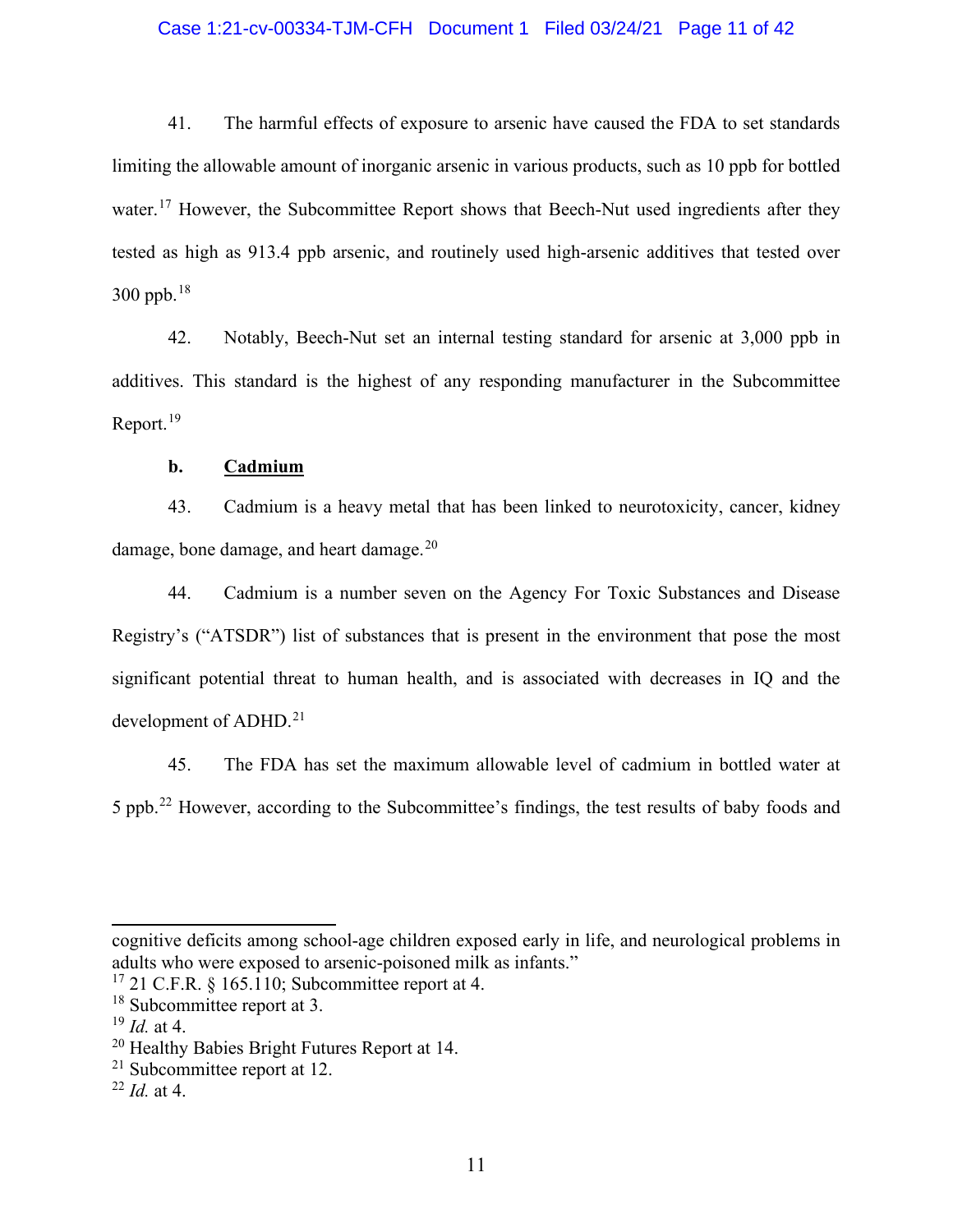41. The harmful effects of exposure to arsenic have caused the FDA to set standards limiting the allowable amount of inorganic arsenic in various products, such as 10 ppb for bottled water.[17] However, the Subcommittee Report shows that Beech-Nut used ingredients after they tested as high as 913.4 ppb arsenic, and routinely used high-arsenic additives that tested over 300 ppb.[18]

42. Notably, Beech-Nut set an internal testing standard for arsenic at 3,000 ppb in additives. This standard is the highest of any responding manufacturer in the Subcommittee Report.[19]

**b. Cadmium**

43. Cadmium is a heavy metal that has been linked to neurotoxicity, cancer, kidney damage, bone damage, and heart damage.[20]

44. Cadmium is a number seven on the Agency For Toxic Substances and Disease Registry's ("ATSDR") list of substances that is present in the environment that pose the most significant potential threat to human health, and is associated with decreases in IQ and the development of ADHD.[21]

45. The FDA has set the maximum allowable level of cadmium in bottled water at 5 ppb.[22] However, according to the Subcommittee's findings, the test results of baby foods and

---

cognitive deficits among school-age children exposed early in life, and neurological problems in adults who were exposed to arsenic-poisoned milk as infants."

[17] 21 C.F.R. § 165.110; Subcommittee report at 4.

[18] Subcommittee report at 3.

[19] *Id.* at 4.

[20] Healthy Babies Bright Futures Report at 14.

[21] Subcommittee report at 12.

[22] *Id.* at 4.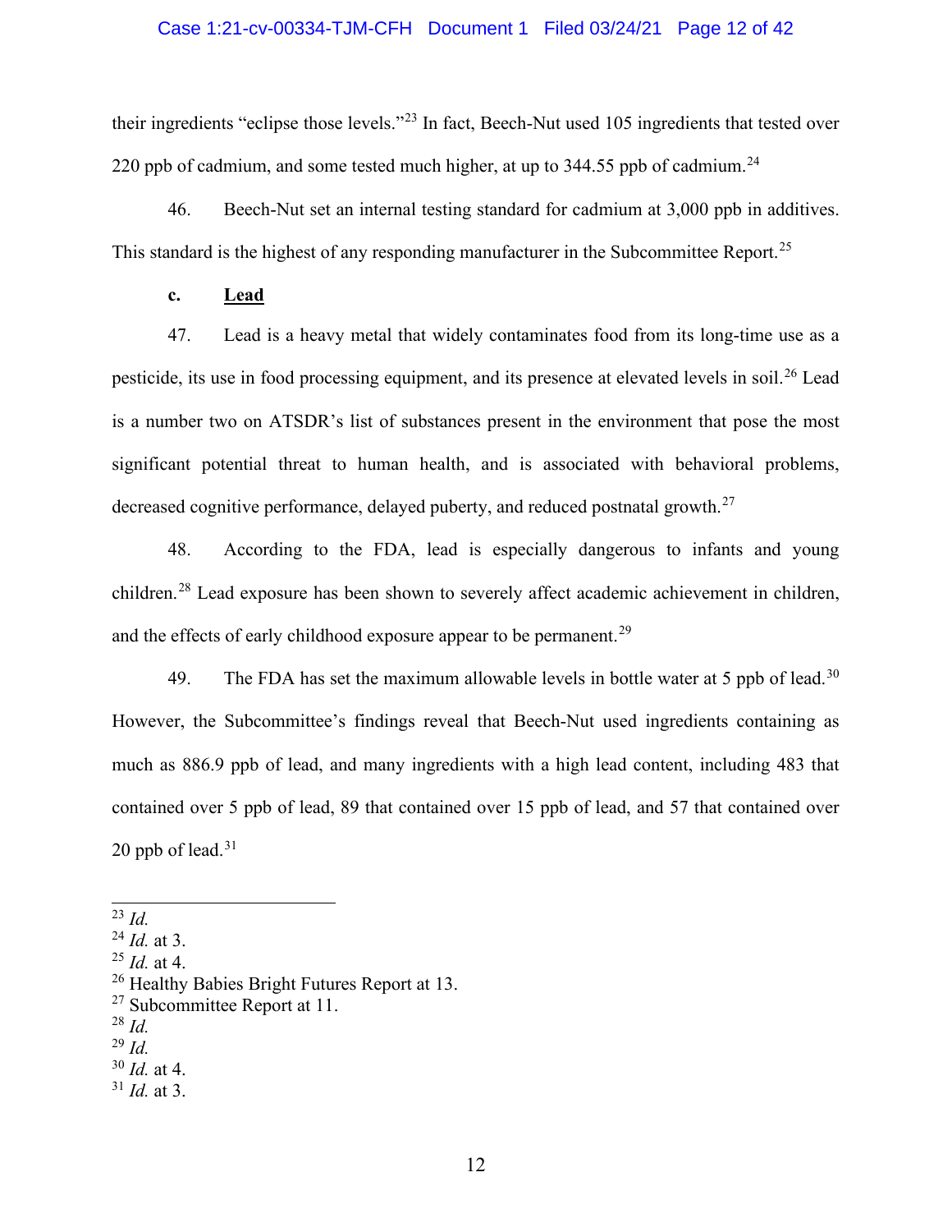their ingredients "eclipse those levels."[23] In fact, Beech-Nut used 105 ingredients that tested over 220 ppb of cadmium, and some tested much higher, at up to 344.55 ppb of cadmium.[24]

46. Beech-Nut set an internal testing standard for cadmium at 3,000 ppb in additives. This standard is the highest of any responding manufacturer in the Subcommittee Report.[25]

**c. <u>Lead</u>**

47. Lead is a heavy metal that widely contaminates food from its long-time use as a pesticide, its use in food processing equipment, and its presence at elevated levels in soil.[26] Lead is a number two on ATSDR's list of substances present in the environment that pose the most significant potential threat to human health, and is associated with behavioral problems, decreased cognitive performance, delayed puberty, and reduced postnatal growth.[27]

48. According to the FDA, lead is especially dangerous to infants and young children.[28] Lead exposure has been shown to severely affect academic achievement in children, and the effects of early childhood exposure appear to be permanent.[29]

49. The FDA has set the maximum allowable levels in bottle water at 5 ppb of lead.[30] However, the Subcommittee's findings reveal that Beech-Nut used ingredients containing as much as 886.9 ppb of lead, and many ingredients with a high lead content, including 483 that contained over 5 ppb of lead, 89 that contained over 15 ppb of lead, and 57 that contained over 20 ppb of lead.[31]

---

[23] *Id.*
[24] *Id.* at 3.
[25] *Id.* at 4.
[26] Healthy Babies Bright Futures Report at 13.
[27] Subcommittee Report at 11.
[28] *Id.*
[29] *Id.*
[30] *Id.* at 4.
[31] *Id.* at 3.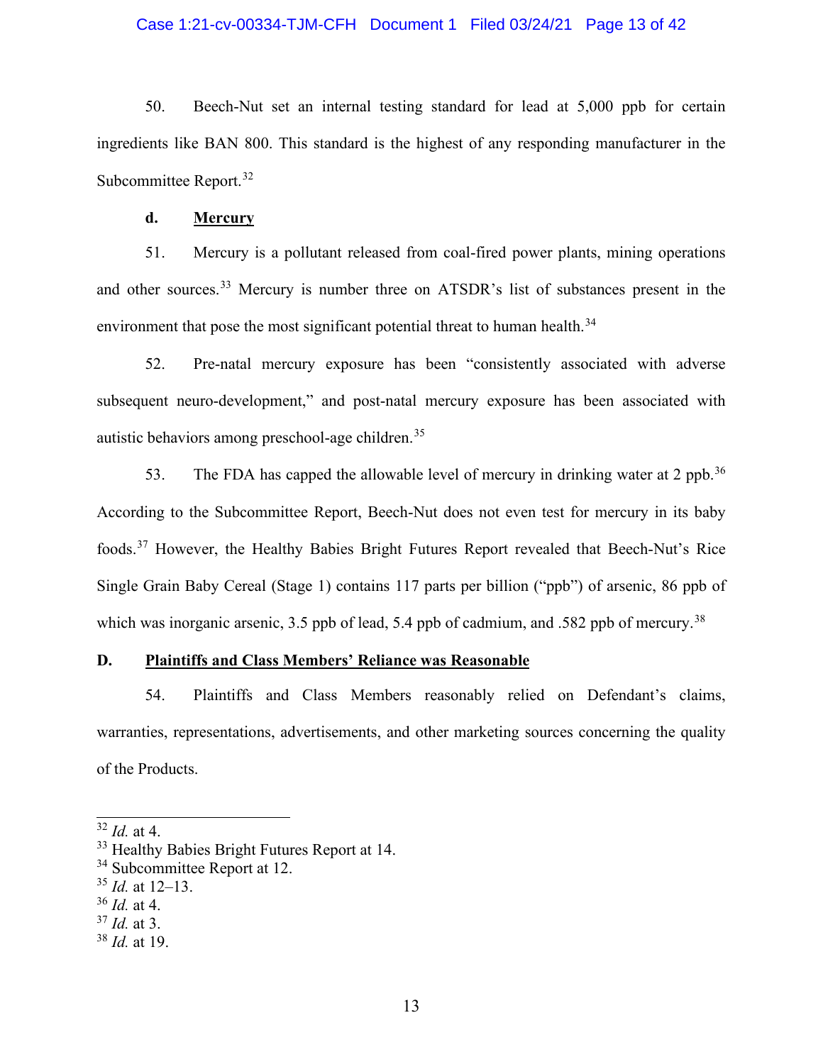50. Beech-Nut set an internal testing standard for lead at 5,000 ppb for certain ingredients like BAN 800. This standard is the highest of any responding manufacturer in the Subcommittee Report.[32]

**d. Mercury**

51. Mercury is a pollutant released from coal-fired power plants, mining operations and other sources.[33] Mercury is number three on ATSDR's list of substances present in the environment that pose the most significant potential threat to human health.[34]

52. Pre-natal mercury exposure has been "consistently associated with adverse subsequent neuro-development," and post-natal mercury exposure has been associated with autistic behaviors among preschool-age children.[35]

53. The FDA has capped the allowable level of mercury in drinking water at 2 ppb.[36] According to the Subcommittee Report, Beech-Nut does not even test for mercury in its baby foods.[37] However, the Healthy Babies Bright Futures Report revealed that Beech-Nut's Rice Single Grain Baby Cereal (Stage 1) contains 117 parts per billion ("ppb") of arsenic, 86 ppb of which was inorganic arsenic, 3.5 ppb of lead, 5.4 ppb of cadmium, and .582 ppb of mercury.[38]

## D. Plaintiffs and Class Members' Reliance was Reasonable

54. Plaintiffs and Class Members reasonably relied on Defendant's claims, warranties, representations, advertisements, and other marketing sources concerning the quality of the Products.

---

[32] *Id.* at 4.
[33] Healthy Babies Bright Futures Report at 14.
[34] Subcommittee Report at 12.
[35] *Id.* at 12–13.
[36] *Id.* at 4.
[37] *Id.* at 3.
[38] *Id.* at 19.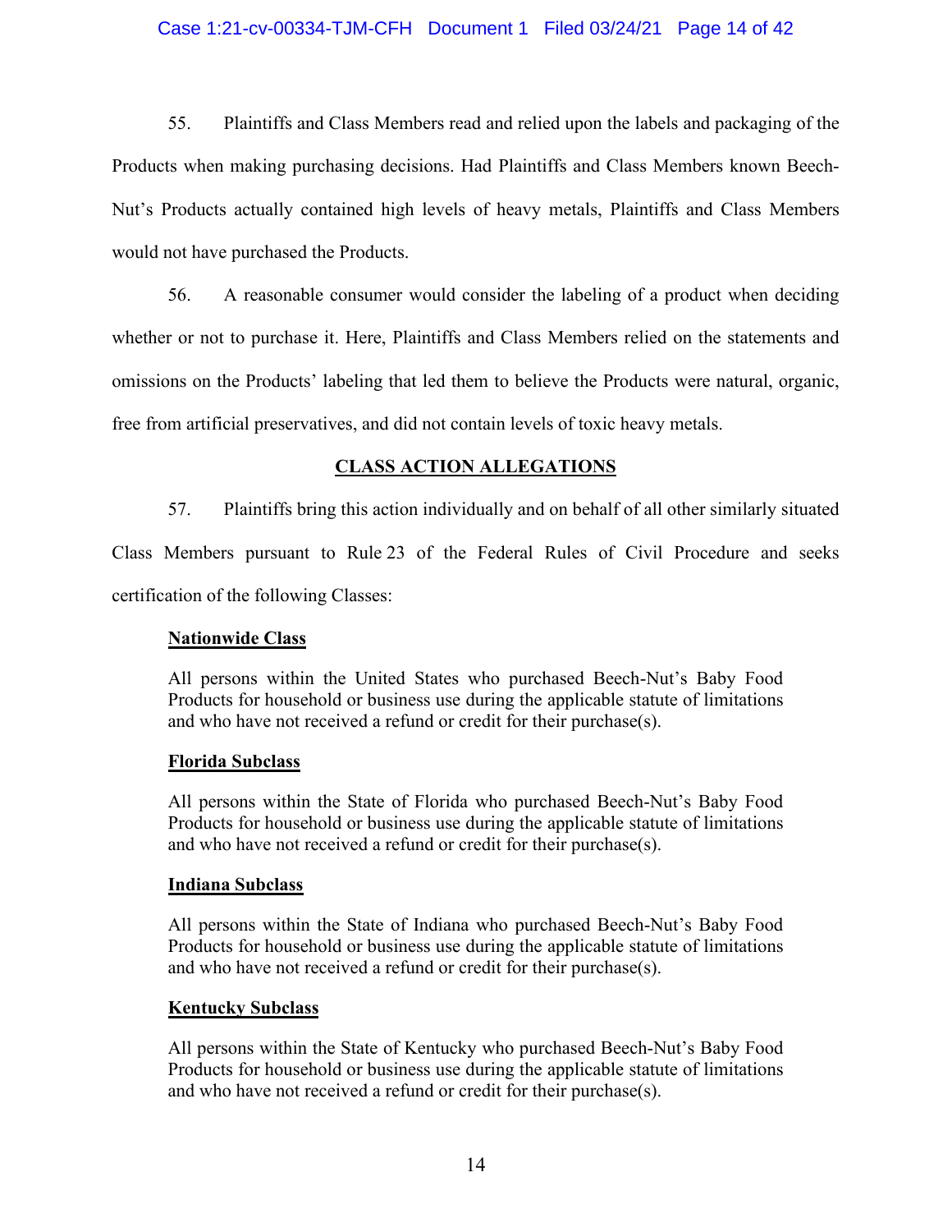55. Plaintiffs and Class Members read and relied upon the labels and packaging of the Products when making purchasing decisions. Had Plaintiffs and Class Members known Beech-Nut's Products actually contained high levels of heavy metals, Plaintiffs and Class Members would not have purchased the Products.

56. A reasonable consumer would consider the labeling of a product when deciding whether or not to purchase it. Here, Plaintiffs and Class Members relied on the statements and omissions on the Products' labeling that led them to believe the Products were natural, organic, free from artificial preservatives, and did not contain levels of toxic heavy metals.

## CLASS ACTION ALLEGATIONS

57. Plaintiffs bring this action individually and on behalf of all other similarly situated Class Members pursuant to Rule 23 of the Federal Rules of Civil Procedure and seeks certification of the following Classes:

> **Nationwide Class**
>
> All persons within the United States who purchased Beech-Nut's Baby Food Products for household or business use during the applicable statute of limitations and who have not received a refund or credit for their purchase(s).
>
> **Florida Subclass**
>
> All persons within the State of Florida who purchased Beech-Nut's Baby Food Products for household or business use during the applicable statute of limitations and who have not received a refund or credit for their purchase(s).
>
> **Indiana Subclass**
>
> All persons within the State of Indiana who purchased Beech-Nut's Baby Food Products for household or business use during the applicable statute of limitations and who have not received a refund or credit for their purchase(s).
>
> **Kentucky Subclass**
>
> All persons within the State of Kentucky who purchased Beech-Nut's Baby Food Products for household or business use during the applicable statute of limitations and who have not received a refund or credit for their purchase(s).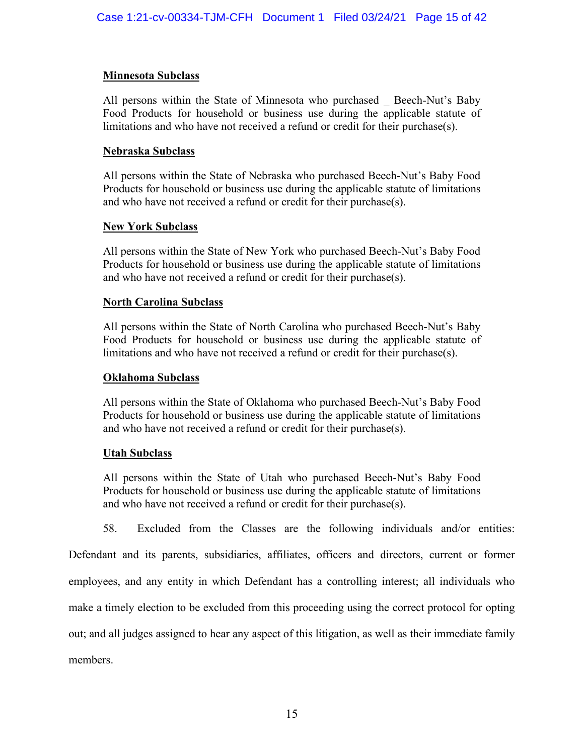**Minnesota Subclass**

All persons within the State of Minnesota who purchased _ Beech-Nut's Baby Food Products for household or business use during the applicable statute of limitations and who have not received a refund or credit for their purchase(s).

**Nebraska Subclass**

All persons within the State of Nebraska who purchased Beech-Nut's Baby Food Products for household or business use during the applicable statute of limitations and who have not received a refund or credit for their purchase(s).

**New York Subclass**

All persons within the State of New York who purchased Beech-Nut's Baby Food Products for household or business use during the applicable statute of limitations and who have not received a refund or credit for their purchase(s).

**North Carolina Subclass**

All persons within the State of North Carolina who purchased Beech-Nut's Baby Food Products for household or business use during the applicable statute of limitations and who have not received a refund or credit for their purchase(s).

**Oklahoma Subclass**

All persons within the State of Oklahoma who purchased Beech-Nut's Baby Food Products for household or business use during the applicable statute of limitations and who have not received a refund or credit for their purchase(s).

**Utah Subclass**

All persons within the State of Utah who purchased Beech-Nut's Baby Food Products for household or business use during the applicable statute of limitations and who have not received a refund or credit for their purchase(s).

58. Excluded from the Classes are the following individuals and/or entities: Defendant and its parents, subsidiaries, affiliates, officers and directors, current or former employees, and any entity in which Defendant has a controlling interest; all individuals who make a timely election to be excluded from this proceeding using the correct protocol for opting out; and all judges assigned to hear any aspect of this litigation, as well as their immediate family members.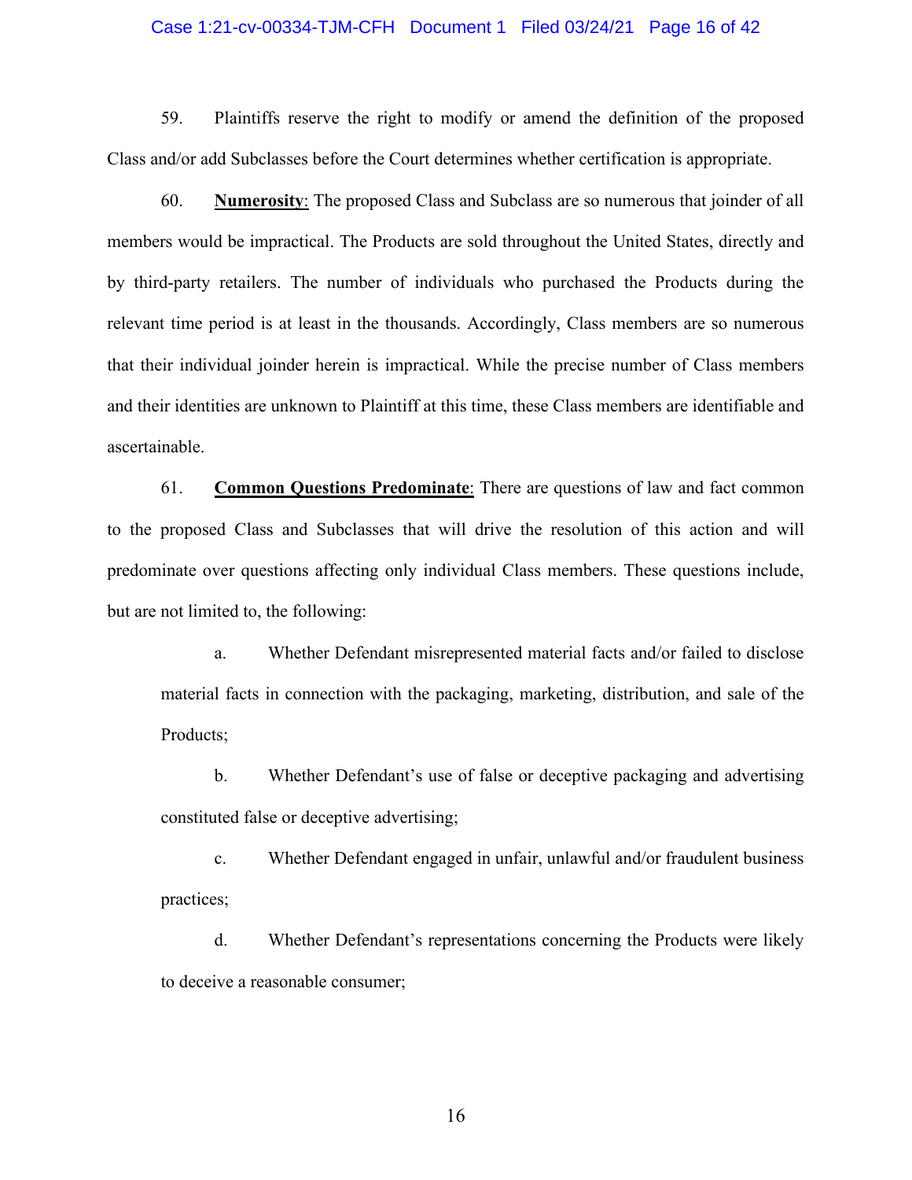59. Plaintiffs reserve the right to modify or amend the definition of the proposed Class and/or add Subclasses before the Court determines whether certification is appropriate.

60. **Numerosity**: The proposed Class and Subclass are so numerous that joinder of all members would be impractical. The Products are sold throughout the United States, directly and by third-party retailers. The number of individuals who purchased the Products during the relevant time period is at least in the thousands. Accordingly, Class members are so numerous that their individual joinder herein is impractical. While the precise number of Class members and their identities are unknown to Plaintiff at this time, these Class members are identifiable and ascertainable.

61. **Common Questions Predominate**: There are questions of law and fact common to the proposed Class and Subclasses that will drive the resolution of this action and will predominate over questions affecting only individual Class members. These questions include, but are not limited to, the following:

a. Whether Defendant misrepresented material facts and/or failed to disclose material facts in connection with the packaging, marketing, distribution, and sale of the Products;

b. Whether Defendant's use of false or deceptive packaging and advertising constituted false or deceptive advertising;

c. Whether Defendant engaged in unfair, unlawful and/or fraudulent business practices;

d. Whether Defendant's representations concerning the Products were likely to deceive a reasonable consumer;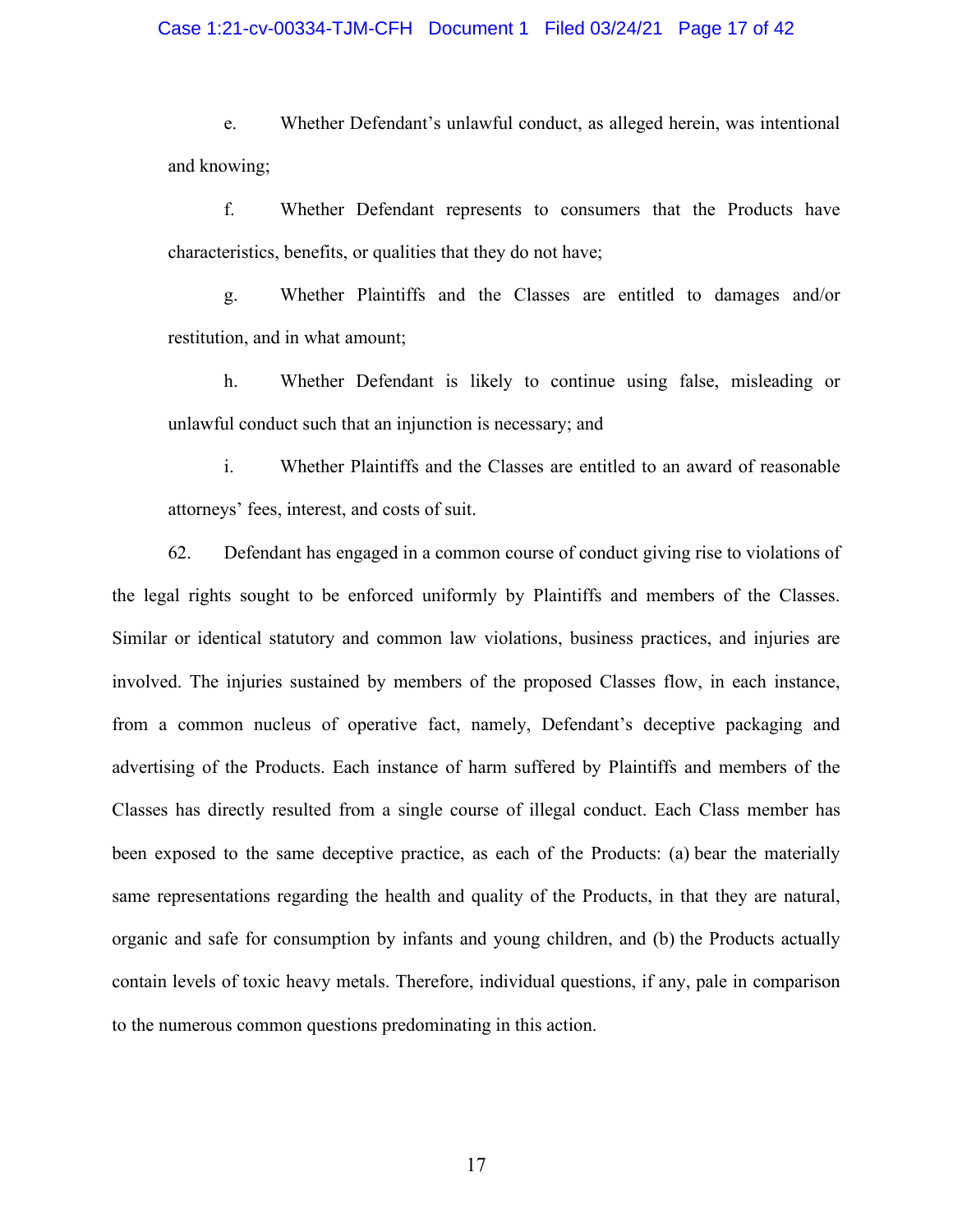e. Whether Defendant's unlawful conduct, as alleged herein, was intentional and knowing;

f. Whether Defendant represents to consumers that the Products have characteristics, benefits, or qualities that they do not have;

g. Whether Plaintiffs and the Classes are entitled to damages and/or restitution, and in what amount;

h. Whether Defendant is likely to continue using false, misleading or unlawful conduct such that an injunction is necessary; and

i. Whether Plaintiffs and the Classes are entitled to an award of reasonable attorneys' fees, interest, and costs of suit.

62. Defendant has engaged in a common course of conduct giving rise to violations of the legal rights sought to be enforced uniformly by Plaintiffs and members of the Classes. Similar or identical statutory and common law violations, business practices, and injuries are involved. The injuries sustained by members of the proposed Classes flow, in each instance, from a common nucleus of operative fact, namely, Defendant's deceptive packaging and advertising of the Products. Each instance of harm suffered by Plaintiffs and members of the Classes has directly resulted from a single course of illegal conduct. Each Class member has been exposed to the same deceptive practice, as each of the Products: (a) bear the materially same representations regarding the health and quality of the Products, in that they are natural, organic and safe for consumption by infants and young children, and (b) the Products actually contain levels of toxic heavy metals. Therefore, individual questions, if any, pale in comparison to the numerous common questions predominating in this action.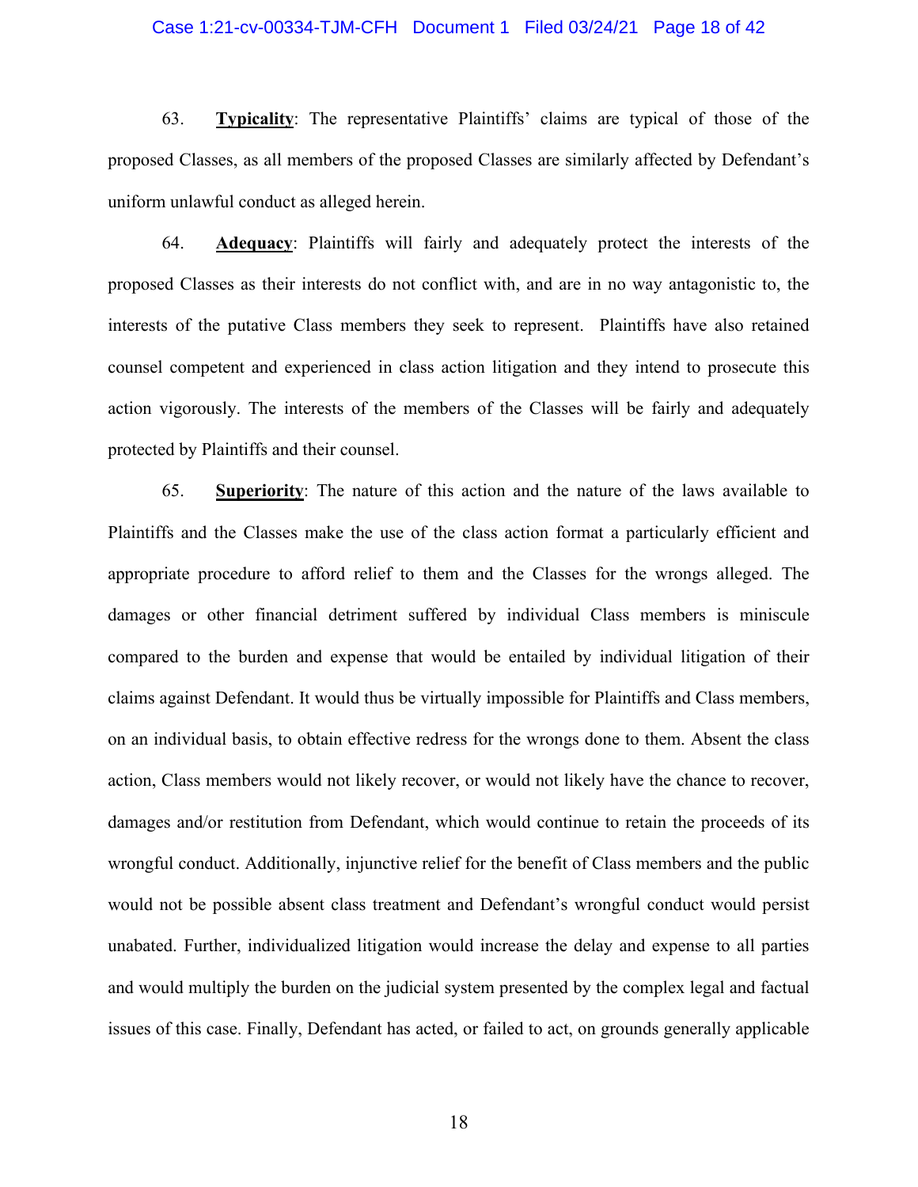63. **Typicality**: The representative Plaintiffs' claims are typical of those of the proposed Classes, as all members of the proposed Classes are similarly affected by Defendant's uniform unlawful conduct as alleged herein.

64. **Adequacy**: Plaintiffs will fairly and adequately protect the interests of the proposed Classes as their interests do not conflict with, and are in no way antagonistic to, the interests of the putative Class members they seek to represent. Plaintiffs have also retained counsel competent and experienced in class action litigation and they intend to prosecute this action vigorously. The interests of the members of the Classes will be fairly and adequately protected by Plaintiffs and their counsel.

65. **Superiority**: The nature of this action and the nature of the laws available to Plaintiffs and the Classes make the use of the class action format a particularly efficient and appropriate procedure to afford relief to them and the Classes for the wrongs alleged. The damages or other financial detriment suffered by individual Class members is miniscule compared to the burden and expense that would be entailed by individual litigation of their claims against Defendant. It would thus be virtually impossible for Plaintiffs and Class members, on an individual basis, to obtain effective redress for the wrongs done to them. Absent the class action, Class members would not likely recover, or would not likely have the chance to recover, damages and/or restitution from Defendant, which would continue to retain the proceeds of its wrongful conduct. Additionally, injunctive relief for the benefit of Class members and the public would not be possible absent class treatment and Defendant's wrongful conduct would persist unabated. Further, individualized litigation would increase the delay and expense to all parties and would multiply the burden on the judicial system presented by the complex legal and factual issues of this case. Finally, Defendant has acted, or failed to act, on grounds generally applicable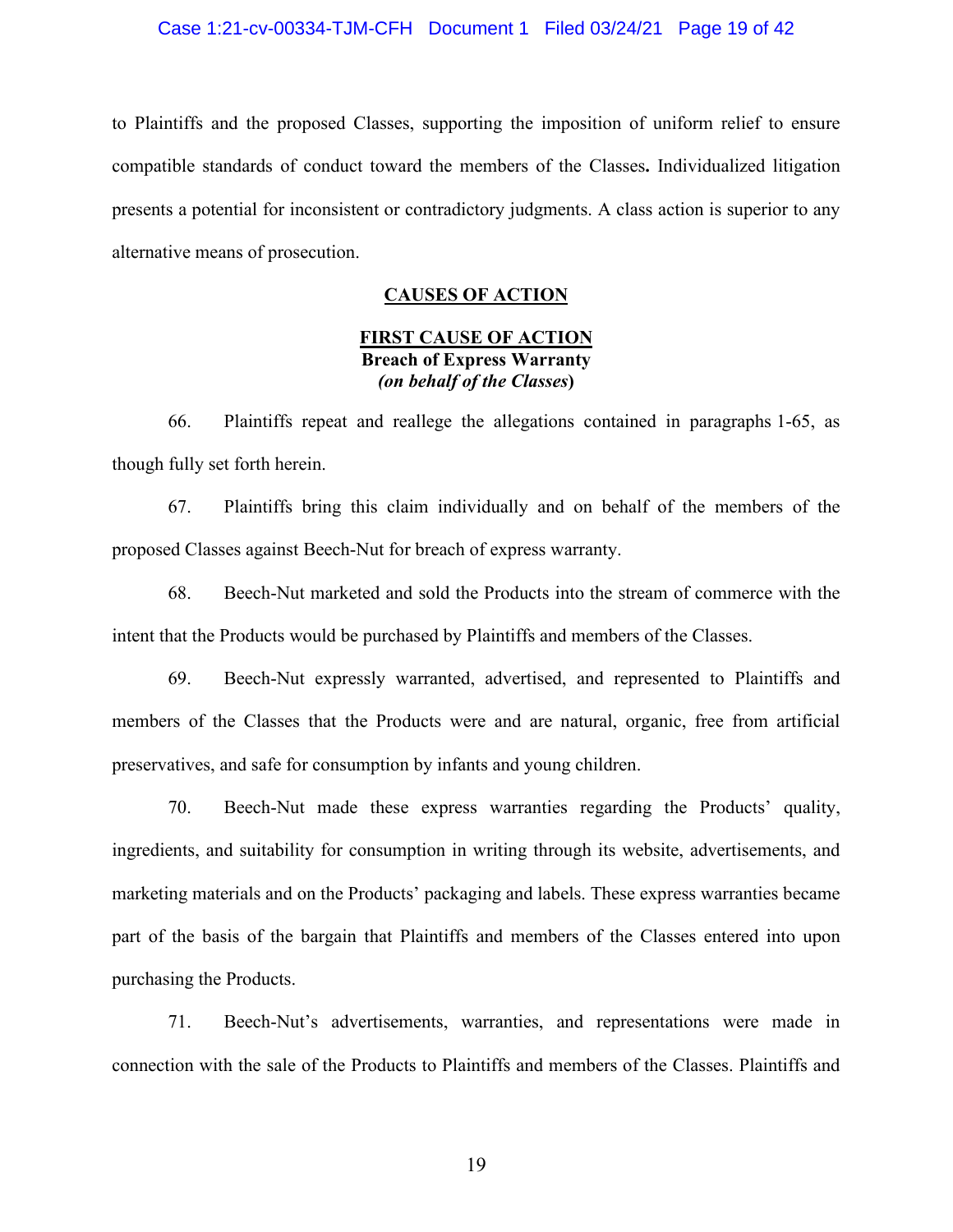to Plaintiffs and the proposed Classes, supporting the imposition of uniform relief to ensure compatible standards of conduct toward the members of the Classes**.** Individualized litigation presents a potential for inconsistent or contradictory judgments. A class action is superior to any alternative means of prosecution.

## CAUSES OF ACTION

### FIRST CAUSE OF ACTION
**Breach of Express Warranty**
***(on behalf of the Classes*)**

66. Plaintiffs repeat and reallege the allegations contained in paragraphs 1-65, as though fully set forth herein.

67. Plaintiffs bring this claim individually and on behalf of the members of the proposed Classes against Beech-Nut for breach of express warranty.

68. Beech-Nut marketed and sold the Products into the stream of commerce with the intent that the Products would be purchased by Plaintiffs and members of the Classes.

69. Beech-Nut expressly warranted, advertised, and represented to Plaintiffs and members of the Classes that the Products were and are natural, organic, free from artificial preservatives, and safe for consumption by infants and young children.

70. Beech-Nut made these express warranties regarding the Products' quality, ingredients, and suitability for consumption in writing through its website, advertisements, and marketing materials and on the Products' packaging and labels. These express warranties became part of the basis of the bargain that Plaintiffs and members of the Classes entered into upon purchasing the Products.

71. Beech-Nut's advertisements, warranties, and representations were made in connection with the sale of the Products to Plaintiffs and members of the Classes. Plaintiffs and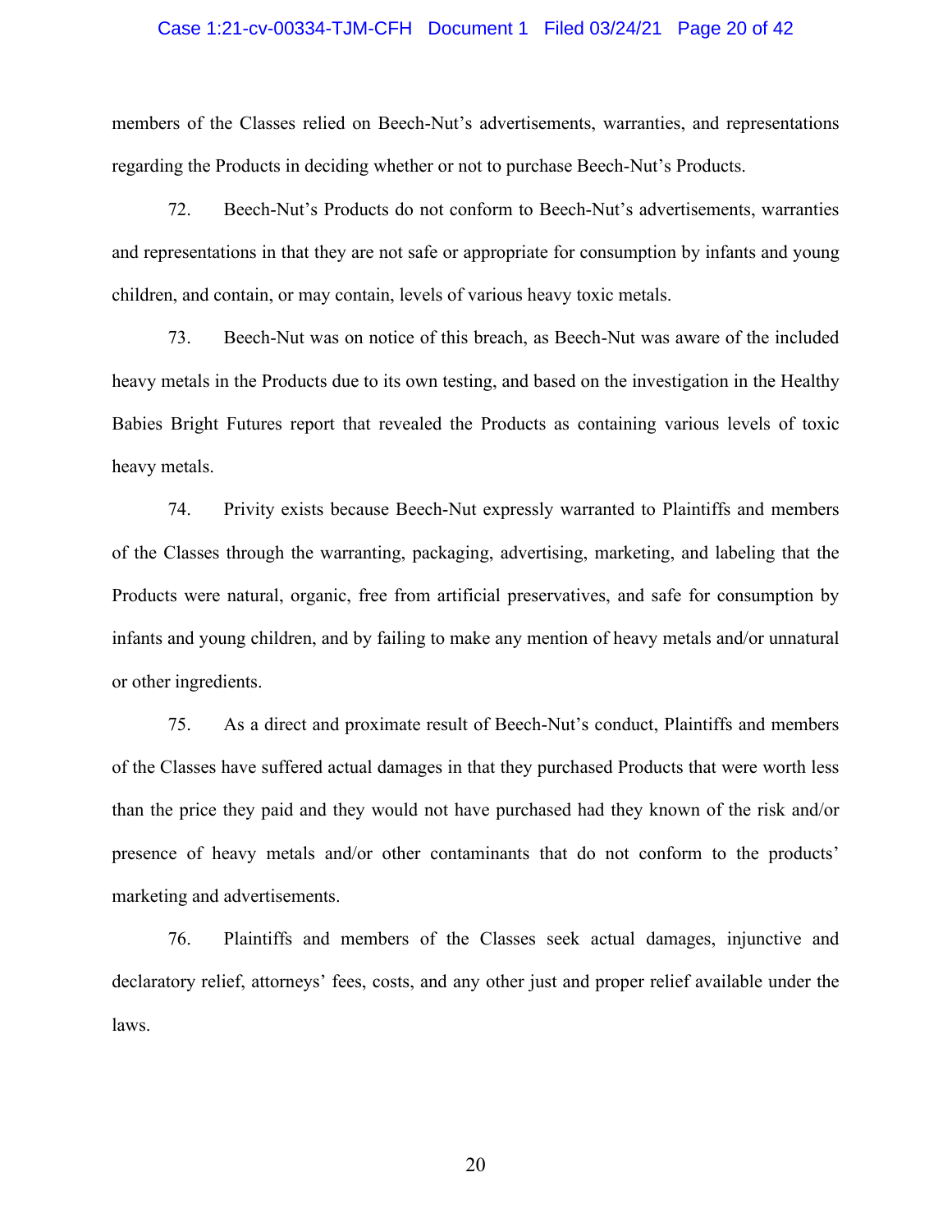members of the Classes relied on Beech-Nut's advertisements, warranties, and representations regarding the Products in deciding whether or not to purchase Beech-Nut's Products.

72. Beech-Nut's Products do not conform to Beech-Nut's advertisements, warranties and representations in that they are not safe or appropriate for consumption by infants and young children, and contain, or may contain, levels of various heavy toxic metals.

73. Beech-Nut was on notice of this breach, as Beech-Nut was aware of the included heavy metals in the Products due to its own testing, and based on the investigation in the Healthy Babies Bright Futures report that revealed the Products as containing various levels of toxic heavy metals.

74. Privity exists because Beech-Nut expressly warranted to Plaintiffs and members of the Classes through the warranting, packaging, advertising, marketing, and labeling that the Products were natural, organic, free from artificial preservatives, and safe for consumption by infants and young children, and by failing to make any mention of heavy metals and/or unnatural or other ingredients.

75. As a direct and proximate result of Beech-Nut's conduct, Plaintiffs and members of the Classes have suffered actual damages in that they purchased Products that were worth less than the price they paid and they would not have purchased had they known of the risk and/or presence of heavy metals and/or other contaminants that do not conform to the products' marketing and advertisements.

76. Plaintiffs and members of the Classes seek actual damages, injunctive and declaratory relief, attorneys' fees, costs, and any other just and proper relief available under the laws.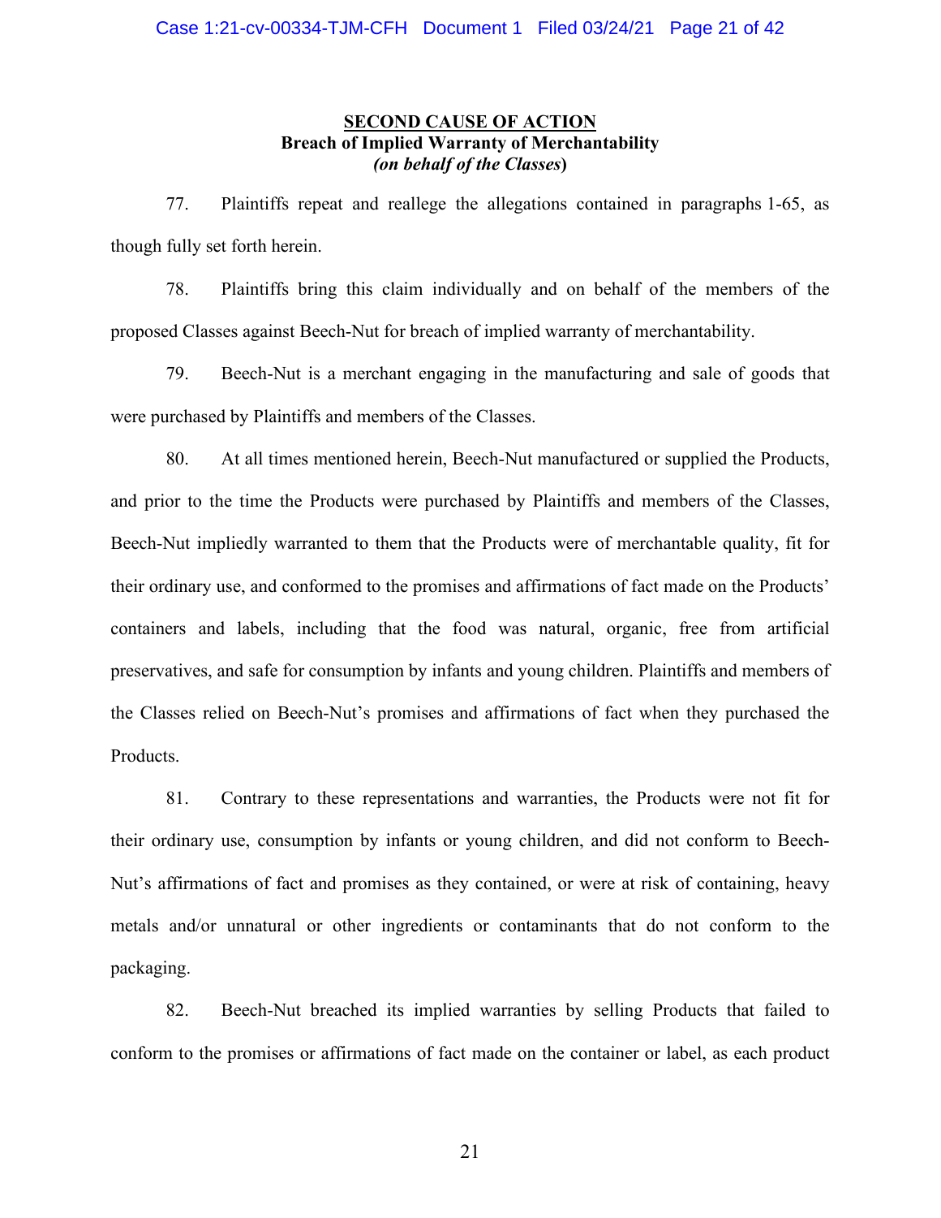## SECOND CAUSE OF ACTION
### Breach of Implied Warranty of Merchantability
### *(on behalf of the Classes)*

77. Plaintiffs repeat and reallege the allegations contained in paragraphs 1-65, as though fully set forth herein.

78. Plaintiffs bring this claim individually and on behalf of the members of the proposed Classes against Beech-Nut for breach of implied warranty of merchantability.

79. Beech-Nut is a merchant engaging in the manufacturing and sale of goods that were purchased by Plaintiffs and members of the Classes.

80. At all times mentioned herein, Beech-Nut manufactured or supplied the Products, and prior to the time the Products were purchased by Plaintiffs and members of the Classes, Beech-Nut impliedly warranted to them that the Products were of merchantable quality, fit for their ordinary use, and conformed to the promises and affirmations of fact made on the Products' containers and labels, including that the food was natural, organic, free from artificial preservatives, and safe for consumption by infants and young children. Plaintiffs and members of the Classes relied on Beech-Nut's promises and affirmations of fact when they purchased the Products.

81. Contrary to these representations and warranties, the Products were not fit for their ordinary use, consumption by infants or young children, and did not conform to Beech-Nut's affirmations of fact and promises as they contained, or were at risk of containing, heavy metals and/or unnatural or other ingredients or contaminants that do not conform to the packaging.

82. Beech-Nut breached its implied warranties by selling Products that failed to conform to the promises or affirmations of fact made on the container or label, as each product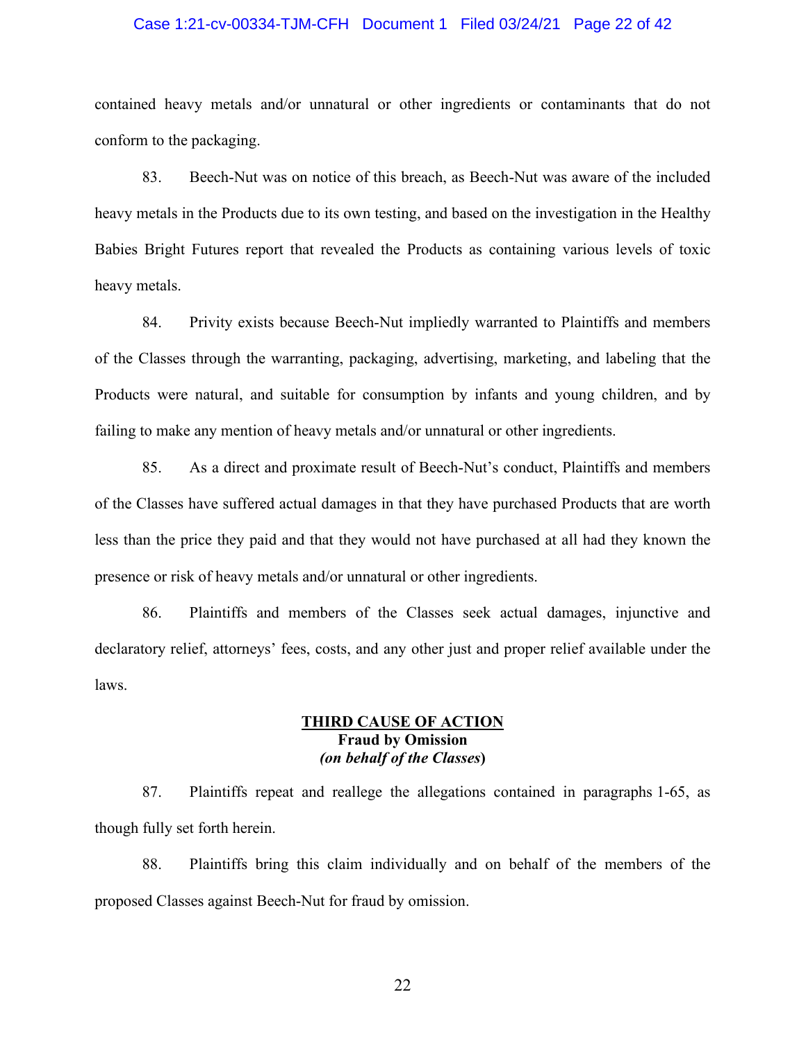contained heavy metals and/or unnatural or other ingredients or contaminants that do not conform to the packaging.

83. Beech-Nut was on notice of this breach, as Beech-Nut was aware of the included heavy metals in the Products due to its own testing, and based on the investigation in the Healthy Babies Bright Futures report that revealed the Products as containing various levels of toxic heavy metals.

84. Privity exists because Beech-Nut impliedly warranted to Plaintiffs and members of the Classes through the warranting, packaging, advertising, marketing, and labeling that the Products were natural, and suitable for consumption by infants and young children, and by failing to make any mention of heavy metals and/or unnatural or other ingredients.

85. As a direct and proximate result of Beech-Nut's conduct, Plaintiffs and members of the Classes have suffered actual damages in that they have purchased Products that are worth less than the price they paid and that they would not have purchased at all had they known the presence or risk of heavy metals and/or unnatural or other ingredients.

86. Plaintiffs and members of the Classes seek actual damages, injunctive and declaratory relief, attorneys' fees, costs, and any other just and proper relief available under the laws.

## **THIRD CAUSE OF ACTION**
### **Fraud by Omission**
***(on behalf of the Classes)***

87. Plaintiffs repeat and reallege the allegations contained in paragraphs 1-65, as though fully set forth herein.

88. Plaintiffs bring this claim individually and on behalf of the members of the proposed Classes against Beech-Nut for fraud by omission.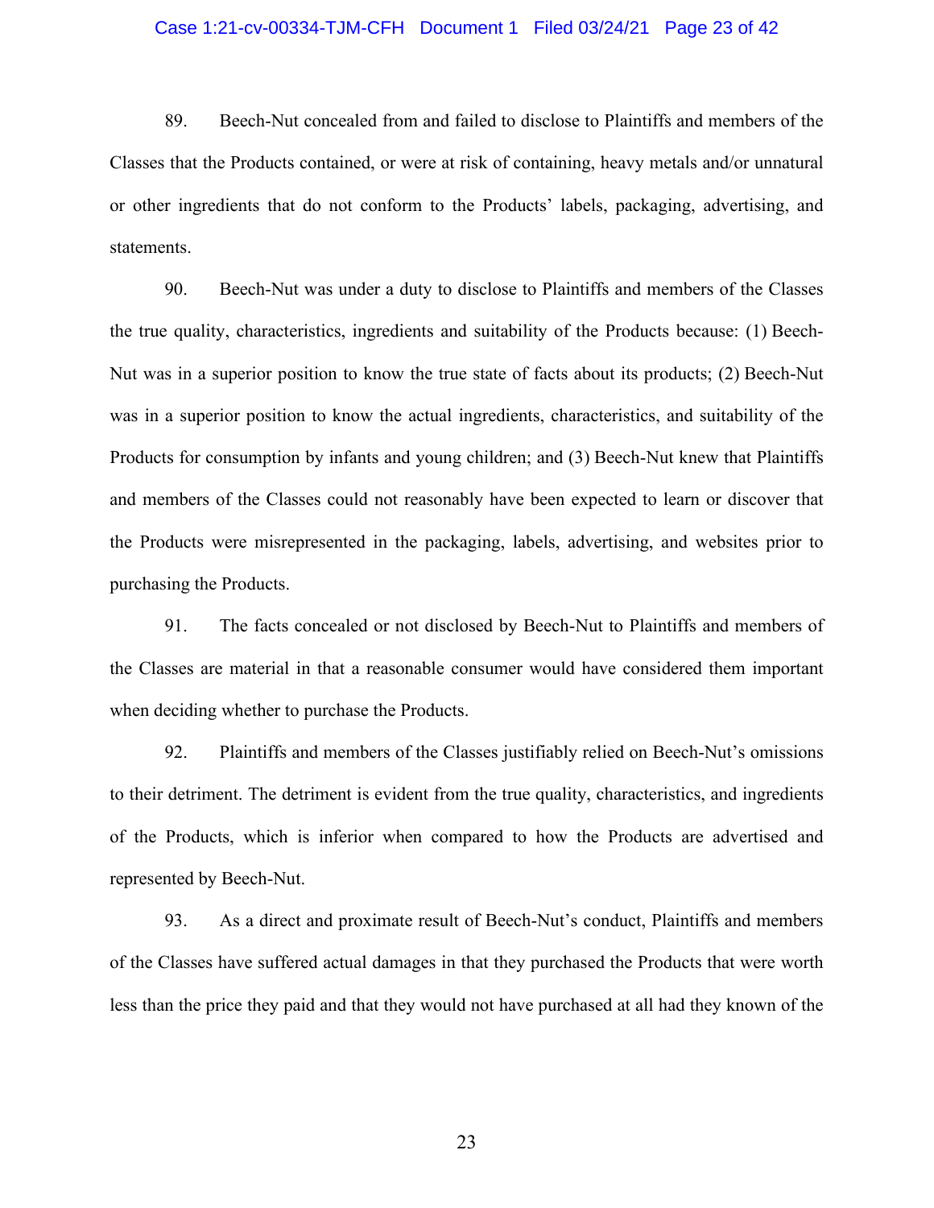89. Beech-Nut concealed from and failed to disclose to Plaintiffs and members of the Classes that the Products contained, or were at risk of containing, heavy metals and/or unnatural or other ingredients that do not conform to the Products' labels, packaging, advertising, and statements.

90. Beech-Nut was under a duty to disclose to Plaintiffs and members of the Classes the true quality, characteristics, ingredients and suitability of the Products because: (1) Beech-Nut was in a superior position to know the true state of facts about its products; (2) Beech-Nut was in a superior position to know the actual ingredients, characteristics, and suitability of the Products for consumption by infants and young children; and (3) Beech-Nut knew that Plaintiffs and members of the Classes could not reasonably have been expected to learn or discover that the Products were misrepresented in the packaging, labels, advertising, and websites prior to purchasing the Products.

91. The facts concealed or not disclosed by Beech-Nut to Plaintiffs and members of the Classes are material in that a reasonable consumer would have considered them important when deciding whether to purchase the Products.

92. Plaintiffs and members of the Classes justifiably relied on Beech-Nut's omissions to their detriment. The detriment is evident from the true quality, characteristics, and ingredients of the Products, which is inferior when compared to how the Products are advertised and represented by Beech-Nut.

93. As a direct and proximate result of Beech-Nut's conduct, Plaintiffs and members of the Classes have suffered actual damages in that they purchased the Products that were worth less than the price they paid and that they would not have purchased at all had they known of the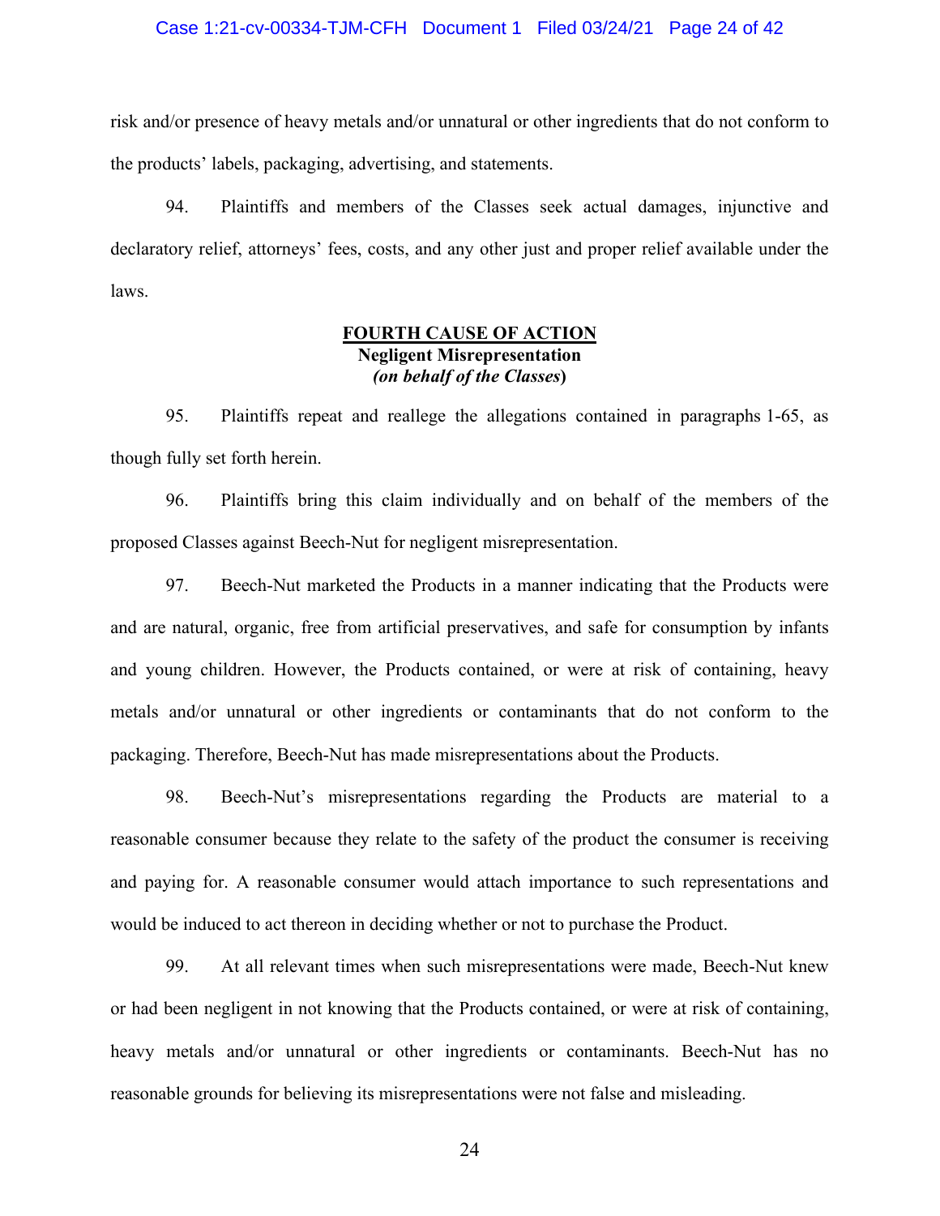risk and/or presence of heavy metals and/or unnatural or other ingredients that do not conform to the products' labels, packaging, advertising, and statements.

94. Plaintiffs and members of the Classes seek actual damages, injunctive and declaratory relief, attorneys' fees, costs, and any other just and proper relief available under the laws.

**<u>FOURTH CAUSE OF ACTION</u>**
**Negligent Misrepresentation**
***(on behalf of the Classes*)**

95. Plaintiffs repeat and reallege the allegations contained in paragraphs 1-65, as though fully set forth herein.

96. Plaintiffs bring this claim individually and on behalf of the members of the proposed Classes against Beech-Nut for negligent misrepresentation.

97. Beech-Nut marketed the Products in a manner indicating that the Products were and are natural, organic, free from artificial preservatives, and safe for consumption by infants and young children. However, the Products contained, or were at risk of containing, heavy metals and/or unnatural or other ingredients or contaminants that do not conform to the packaging. Therefore, Beech-Nut has made misrepresentations about the Products.

98. Beech-Nut's misrepresentations regarding the Products are material to a reasonable consumer because they relate to the safety of the product the consumer is receiving and paying for. A reasonable consumer would attach importance to such representations and would be induced to act thereon in deciding whether or not to purchase the Product.

99. At all relevant times when such misrepresentations were made, Beech-Nut knew or had been negligent in not knowing that the Products contained, or were at risk of containing, heavy metals and/or unnatural or other ingredients or contaminants. Beech-Nut has no reasonable grounds for believing its misrepresentations were not false and misleading.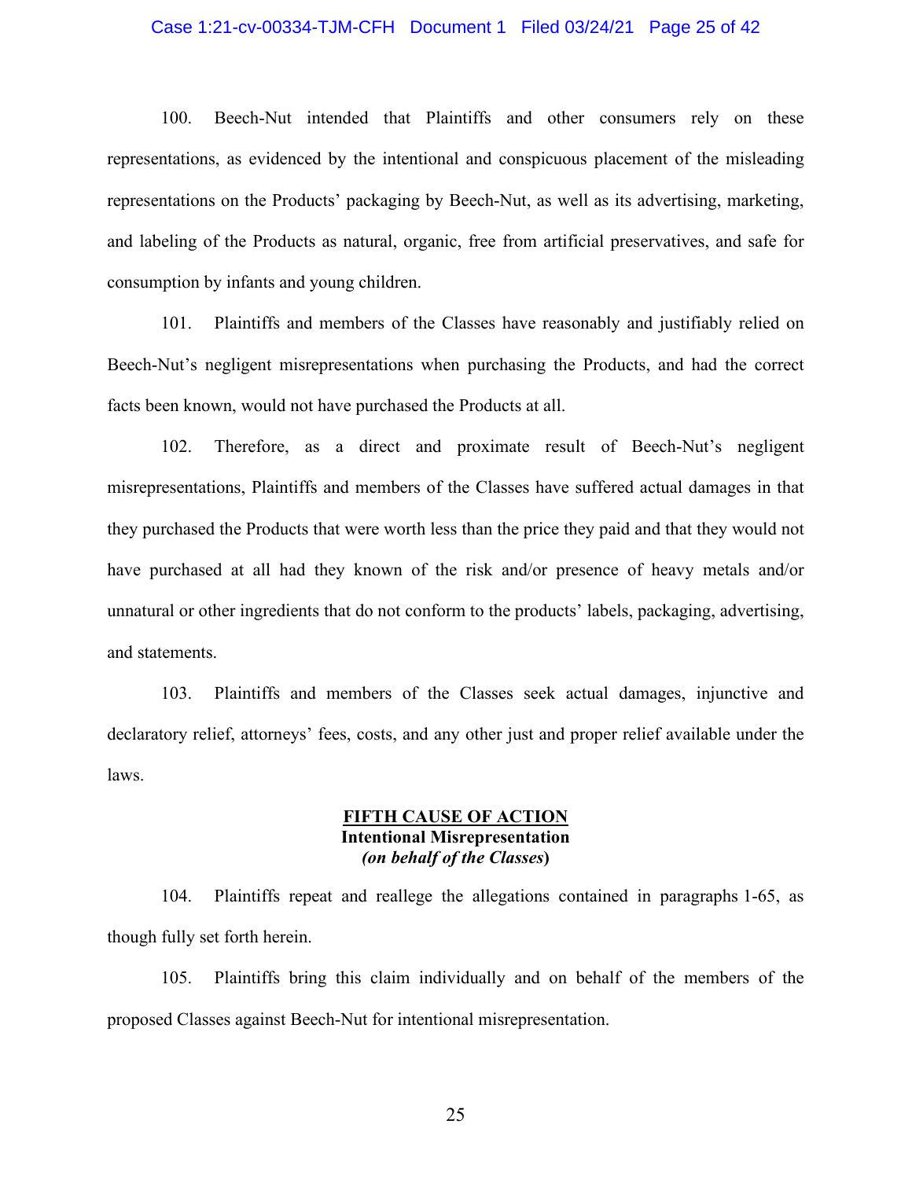100. Beech-Nut intended that Plaintiffs and other consumers rely on these representations, as evidenced by the intentional and conspicuous placement of the misleading representations on the Products' packaging by Beech-Nut, as well as its advertising, marketing, and labeling of the Products as natural, organic, free from artificial preservatives, and safe for consumption by infants and young children.

101. Plaintiffs and members of the Classes have reasonably and justifiably relied on Beech-Nut's negligent misrepresentations when purchasing the Products, and had the correct facts been known, would not have purchased the Products at all.

102. Therefore, as a direct and proximate result of Beech-Nut's negligent misrepresentations, Plaintiffs and members of the Classes have suffered actual damages in that they purchased the Products that were worth less than the price they paid and that they would not have purchased at all had they known of the risk and/or presence of heavy metals and/or unnatural or other ingredients that do not conform to the products' labels, packaging, advertising, and statements.

103. Plaintiffs and members of the Classes seek actual damages, injunctive and declaratory relief, attorneys' fees, costs, and any other just and proper relief available under the laws.

<u>**FIFTH CAUSE OF ACTION**</u>
**Intentional Misrepresentation**
***(on behalf of the Classes)***

104. Plaintiffs repeat and reallege the allegations contained in paragraphs 1-65, as though fully set forth herein.

105. Plaintiffs bring this claim individually and on behalf of the members of the proposed Classes against Beech-Nut for intentional misrepresentation.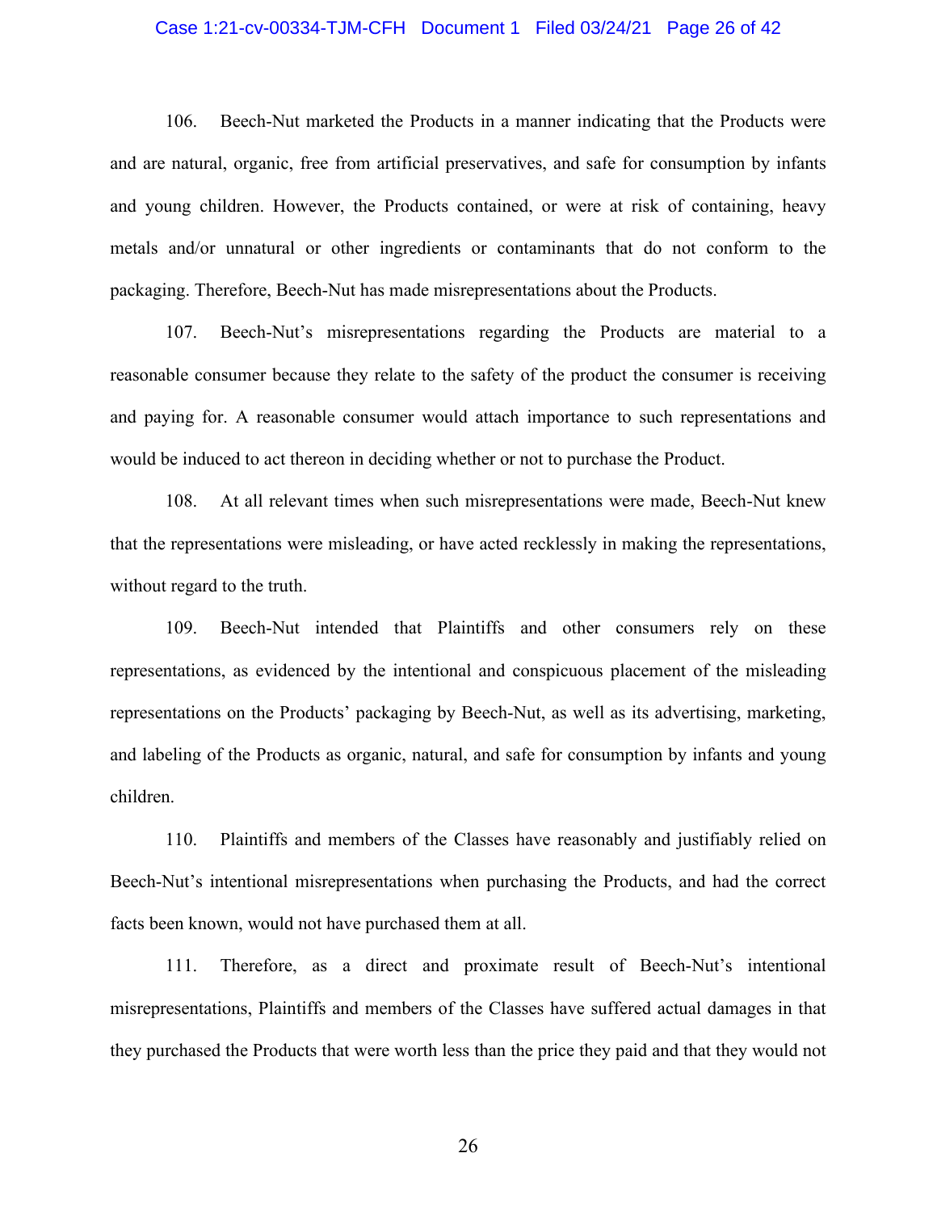106. Beech-Nut marketed the Products in a manner indicating that the Products were and are natural, organic, free from artificial preservatives, and safe for consumption by infants and young children. However, the Products contained, or were at risk of containing, heavy metals and/or unnatural or other ingredients or contaminants that do not conform to the packaging. Therefore, Beech-Nut has made misrepresentations about the Products.

107. Beech-Nut's misrepresentations regarding the Products are material to a reasonable consumer because they relate to the safety of the product the consumer is receiving and paying for. A reasonable consumer would attach importance to such representations and would be induced to act thereon in deciding whether or not to purchase the Product.

108. At all relevant times when such misrepresentations were made, Beech-Nut knew that the representations were misleading, or have acted recklessly in making the representations, without regard to the truth.

109. Beech-Nut intended that Plaintiffs and other consumers rely on these representations, as evidenced by the intentional and conspicuous placement of the misleading representations on the Products' packaging by Beech-Nut, as well as its advertising, marketing, and labeling of the Products as organic, natural, and safe for consumption by infants and young children.

110. Plaintiffs and members of the Classes have reasonably and justifiably relied on Beech-Nut's intentional misrepresentations when purchasing the Products, and had the correct facts been known, would not have purchased them at all.

111. Therefore, as a direct and proximate result of Beech-Nut's intentional misrepresentations, Plaintiffs and members of the Classes have suffered actual damages in that they purchased the Products that were worth less than the price they paid and that they would not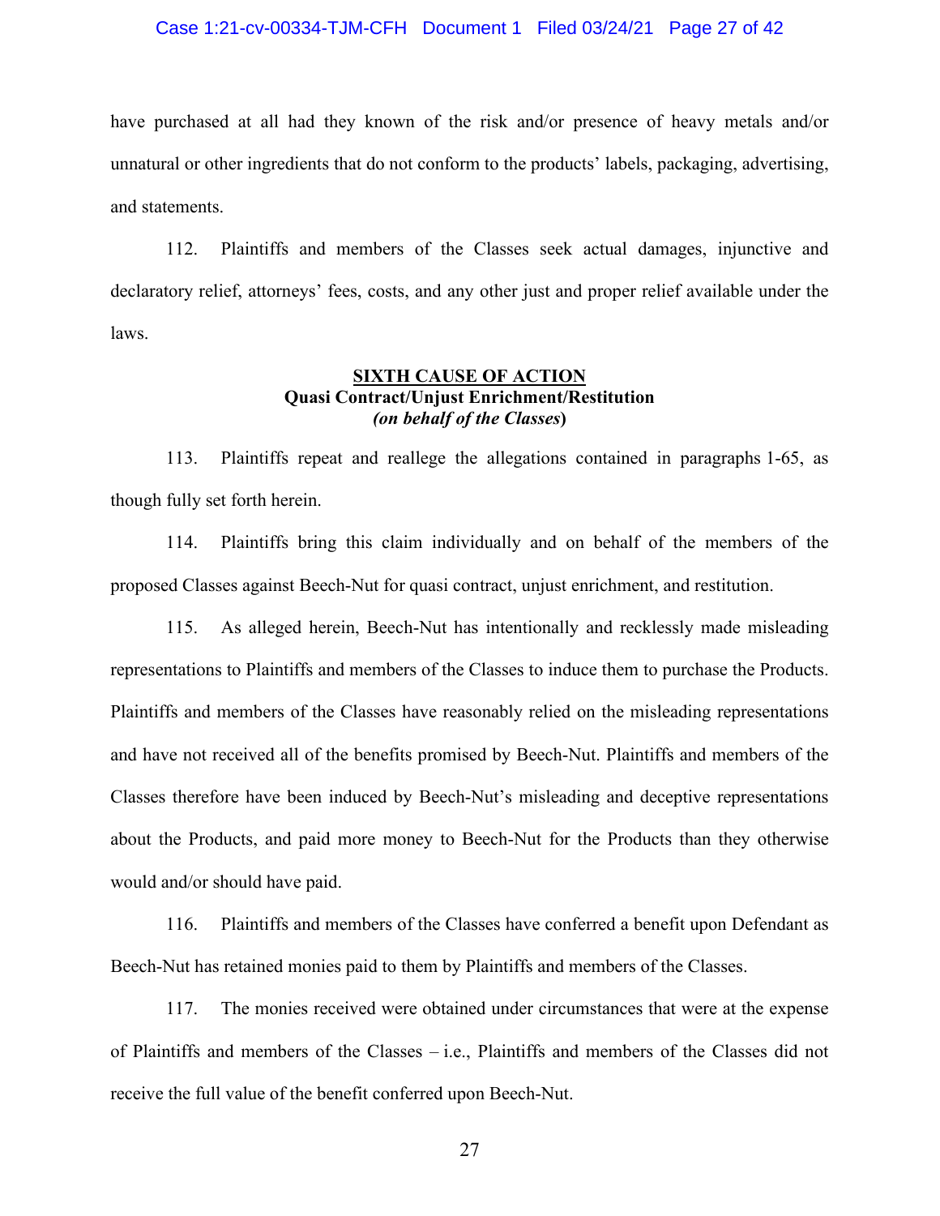have purchased at all had they known of the risk and/or presence of heavy metals and/or unnatural or other ingredients that do not conform to the products' labels, packaging, advertising, and statements.

112. Plaintiffs and members of the Classes seek actual damages, injunctive and declaratory relief, attorneys' fees, costs, and any other just and proper relief available under the laws.

**SIXTH CAUSE OF ACTION**
**Quasi Contract/Unjust Enrichment/Restitution**
***(on behalf of the Classes)***

113. Plaintiffs repeat and reallege the allegations contained in paragraphs 1-65, as though fully set forth herein.

114. Plaintiffs bring this claim individually and on behalf of the members of the proposed Classes against Beech-Nut for quasi contract, unjust enrichment, and restitution.

115. As alleged herein, Beech-Nut has intentionally and recklessly made misleading representations to Plaintiffs and members of the Classes to induce them to purchase the Products. Plaintiffs and members of the Classes have reasonably relied on the misleading representations and have not received all of the benefits promised by Beech-Nut. Plaintiffs and members of the Classes therefore have been induced by Beech-Nut's misleading and deceptive representations about the Products, and paid more money to Beech-Nut for the Products than they otherwise would and/or should have paid.

116. Plaintiffs and members of the Classes have conferred a benefit upon Defendant as Beech-Nut has retained monies paid to them by Plaintiffs and members of the Classes.

117. The monies received were obtained under circumstances that were at the expense of Plaintiffs and members of the Classes – i.e., Plaintiffs and members of the Classes did not receive the full value of the benefit conferred upon Beech-Nut.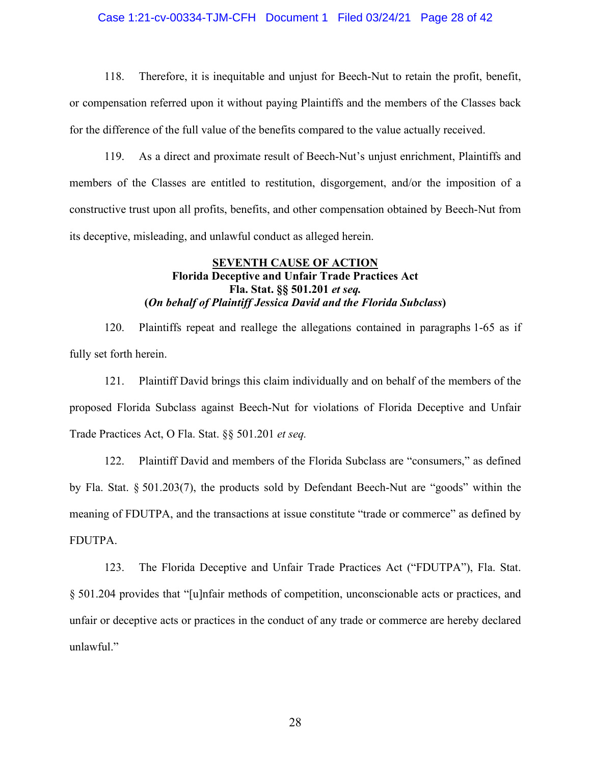118. Therefore, it is inequitable and unjust for Beech-Nut to retain the profit, benefit, or compensation referred upon it without paying Plaintiffs and the members of the Classes back for the difference of the full value of the benefits compared to the value actually received.

119. As a direct and proximate result of Beech-Nut's unjust enrichment, Plaintiffs and members of the Classes are entitled to restitution, disgorgement, and/or the imposition of a constructive trust upon all profits, benefits, and other compensation obtained by Beech-Nut from its deceptive, misleading, and unlawful conduct as alleged herein.

## SEVENTH CAUSE OF ACTION
**Florida Deceptive and Unfair Trade Practices Act**
**Fla. Stat. §§ 501.201 *et seq.***
**(*On behalf of Plaintiff Jessica David and the Florida Subclass*)**

120. Plaintiffs repeat and reallege the allegations contained in paragraphs 1-65 as if fully set forth herein.

121. Plaintiff David brings this claim individually and on behalf of the members of the proposed Florida Subclass against Beech-Nut for violations of Florida Deceptive and Unfair Trade Practices Act, O Fla. Stat. §§ 501.201 *et seq.*

122. Plaintiff David and members of the Florida Subclass are "consumers," as defined by Fla. Stat. § 501.203(7), the products sold by Defendant Beech-Nut are "goods" within the meaning of FDUTPA, and the transactions at issue constitute "trade or commerce" as defined by FDUTPA.

123. The Florida Deceptive and Unfair Trade Practices Act ("FDUTPA"), Fla. Stat. § 501.204 provides that "[u]nfair methods of competition, unconscionable acts or practices, and unfair or deceptive acts or practices in the conduct of any trade or commerce are hereby declared unlawful."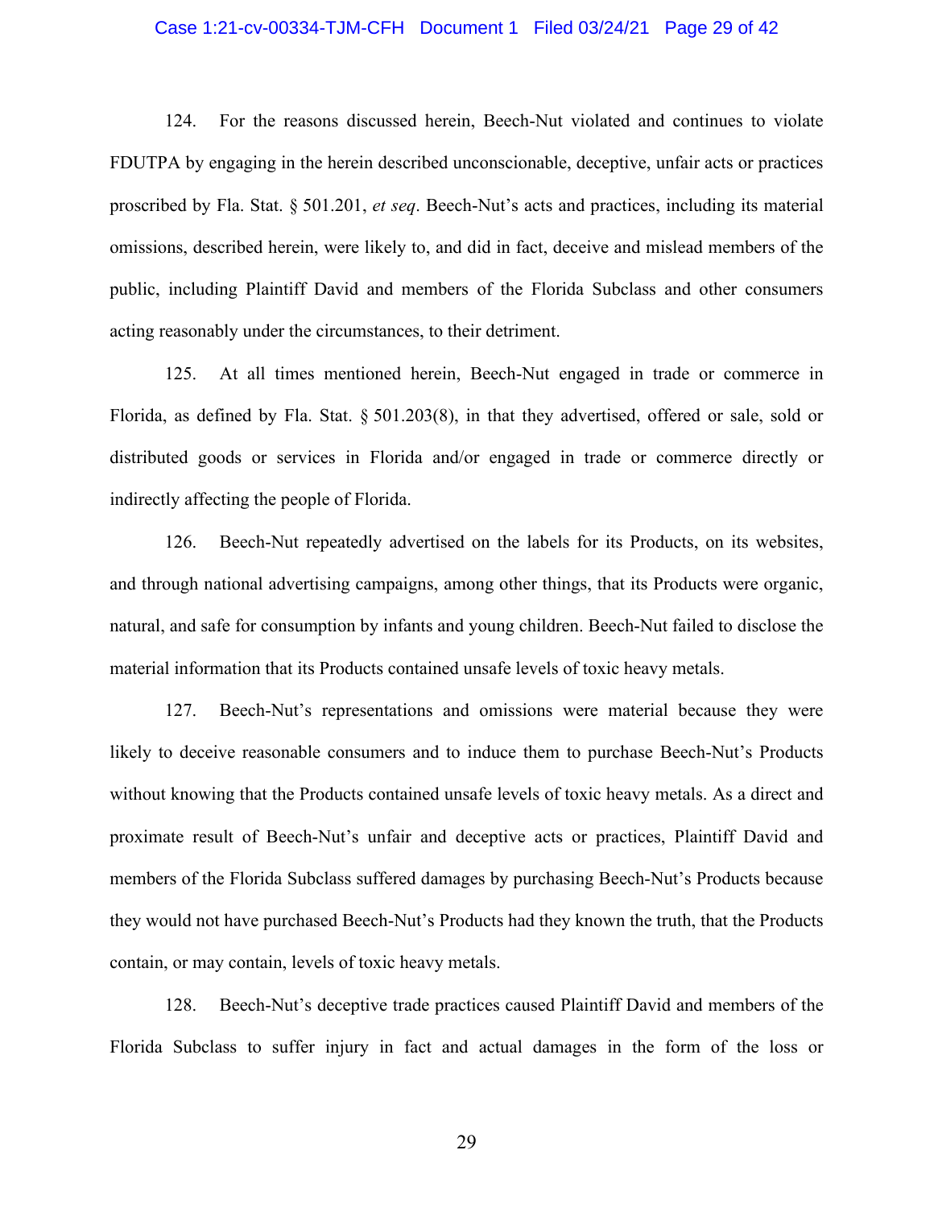124. For the reasons discussed herein, Beech-Nut violated and continues to violate FDUTPA by engaging in the herein described unconscionable, deceptive, unfair acts or practices proscribed by Fla. Stat. § 501.201, *et seq*. Beech-Nut's acts and practices, including its material omissions, described herein, were likely to, and did in fact, deceive and mislead members of the public, including Plaintiff David and members of the Florida Subclass and other consumers acting reasonably under the circumstances, to their detriment.

125. At all times mentioned herein, Beech-Nut engaged in trade or commerce in Florida, as defined by Fla. Stat. § 501.203(8), in that they advertised, offered or sale, sold or distributed goods or services in Florida and/or engaged in trade or commerce directly or indirectly affecting the people of Florida.

126. Beech-Nut repeatedly advertised on the labels for its Products, on its websites, and through national advertising campaigns, among other things, that its Products were organic, natural, and safe for consumption by infants and young children. Beech-Nut failed to disclose the material information that its Products contained unsafe levels of toxic heavy metals.

127. Beech-Nut's representations and omissions were material because they were likely to deceive reasonable consumers and to induce them to purchase Beech-Nut's Products without knowing that the Products contained unsafe levels of toxic heavy metals. As a direct and proximate result of Beech-Nut's unfair and deceptive acts or practices, Plaintiff David and members of the Florida Subclass suffered damages by purchasing Beech-Nut's Products because they would not have purchased Beech-Nut's Products had they known the truth, that the Products contain, or may contain, levels of toxic heavy metals.

128. Beech-Nut's deceptive trade practices caused Plaintiff David and members of the Florida Subclass to suffer injury in fact and actual damages in the form of the loss or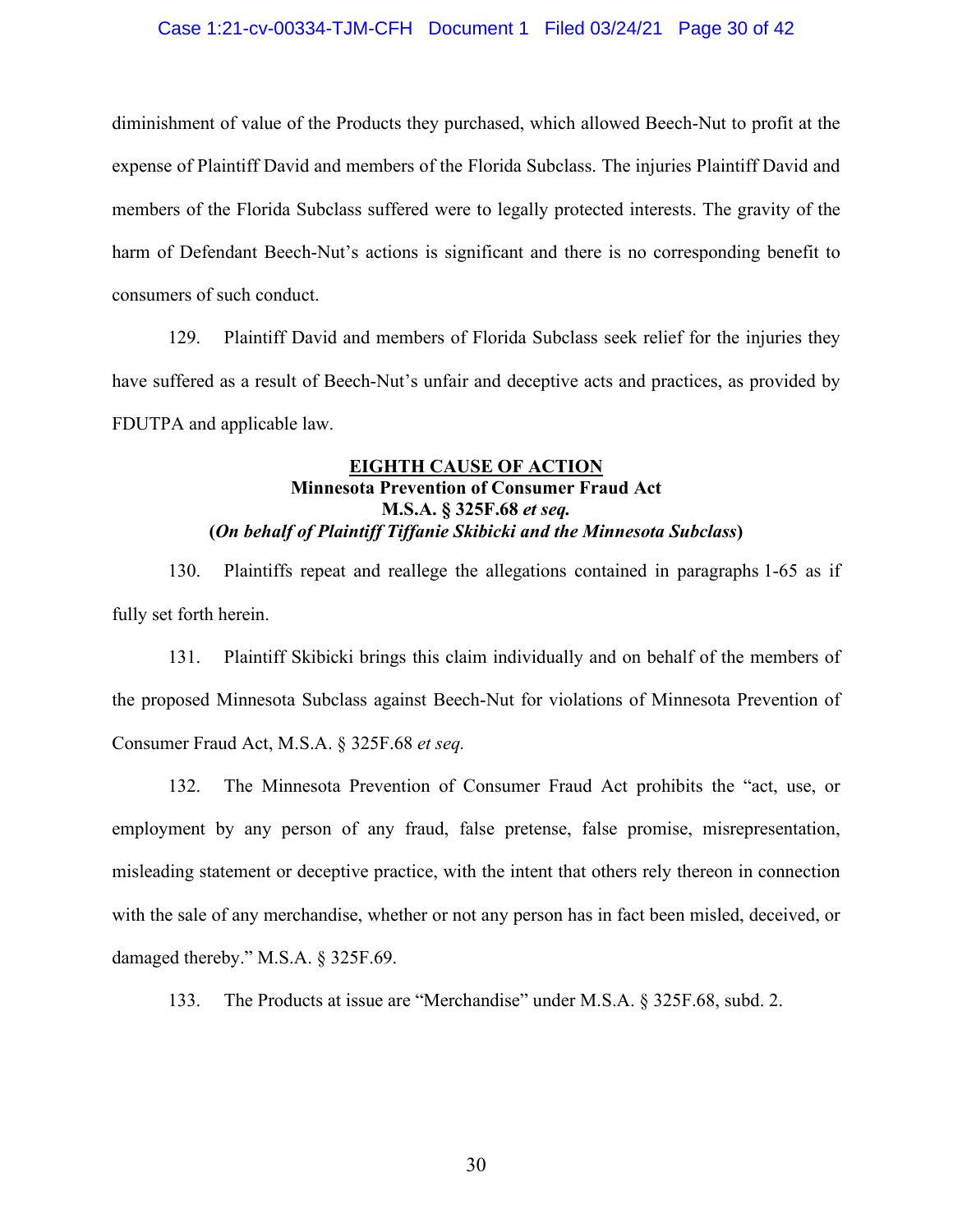diminishment of value of the Products they purchased, which allowed Beech-Nut to profit at the expense of Plaintiff David and members of the Florida Subclass. The injuries Plaintiff David and members of the Florida Subclass suffered were to legally protected interests. The gravity of the harm of Defendant Beech-Nut's actions is significant and there is no corresponding benefit to consumers of such conduct.

129. Plaintiff David and members of Florida Subclass seek relief for the injuries they have suffered as a result of Beech-Nut's unfair and deceptive acts and practices, as provided by FDUTPA and applicable law.

**EIGHTH CAUSE OF ACTION**
**Minnesota Prevention of Consumer Fraud Act**
**M.S.A. § 325F.68 *et seq.***
**(*On behalf of Plaintiff Tiffanie Skibicki and the Minnesota Subclass*)**

130. Plaintiffs repeat and reallege the allegations contained in paragraphs 1-65 as if fully set forth herein.

131. Plaintiff Skibicki brings this claim individually and on behalf of the members of the proposed Minnesota Subclass against Beech-Nut for violations of Minnesota Prevention of Consumer Fraud Act, M.S.A. § 325F.68 *et seq.*

132. The Minnesota Prevention of Consumer Fraud Act prohibits the "act, use, or employment by any person of any fraud, false pretense, false promise, misrepresentation, misleading statement or deceptive practice, with the intent that others rely thereon in connection with the sale of any merchandise, whether or not any person has in fact been misled, deceived, or damaged thereby." M.S.A. § 325F.69.

133. The Products at issue are "Merchandise" under M.S.A. § 325F.68, subd. 2.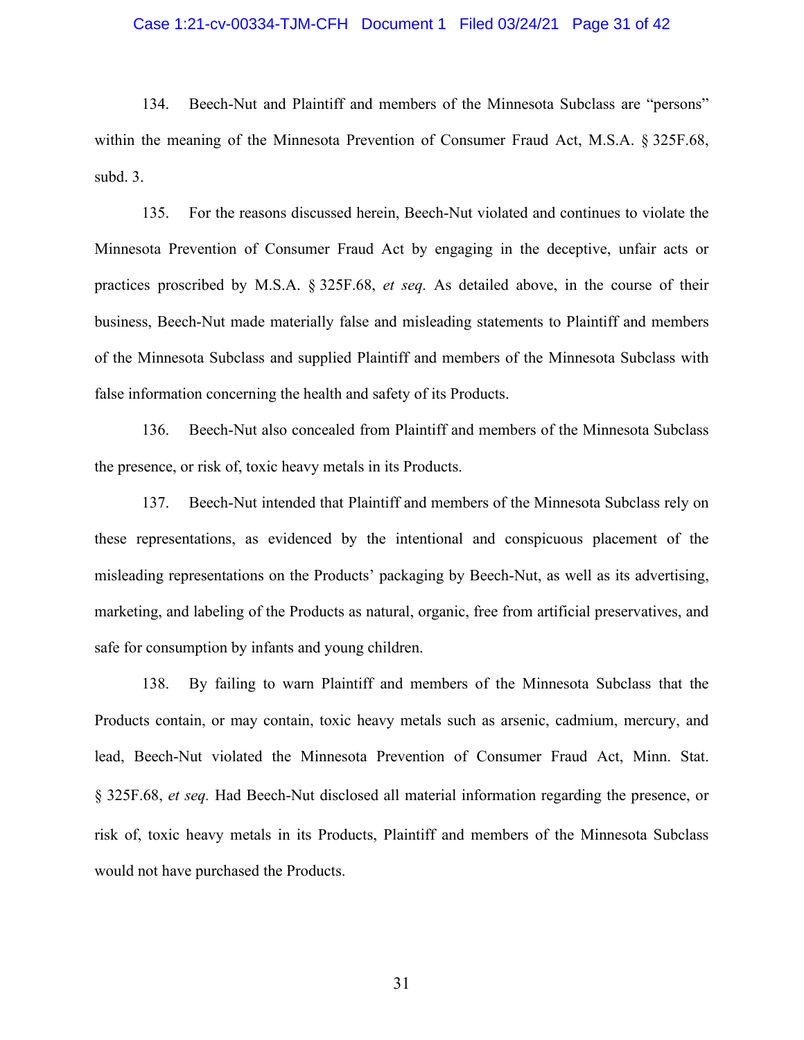134. Beech-Nut and Plaintiff and members of the Minnesota Subclass are "persons" within the meaning of the Minnesota Prevention of Consumer Fraud Act, M.S.A. § 325F.68, subd. 3.

135. For the reasons discussed herein, Beech-Nut violated and continues to violate the Minnesota Prevention of Consumer Fraud Act by engaging in the deceptive, unfair acts or practices proscribed by M.S.A. § 325F.68, *et seq.* As detailed above, in the course of their business, Beech-Nut made materially false and misleading statements to Plaintiff and members of the Minnesota Subclass and supplied Plaintiff and members of the Minnesota Subclass with false information concerning the health and safety of its Products.

136. Beech-Nut also concealed from Plaintiff and members of the Minnesota Subclass the presence, or risk of, toxic heavy metals in its Products.

137. Beech-Nut intended that Plaintiff and members of the Minnesota Subclass rely on these representations, as evidenced by the intentional and conspicuous placement of the misleading representations on the Products' packaging by Beech-Nut, as well as its advertising, marketing, and labeling of the Products as natural, organic, free from artificial preservatives, and safe for consumption by infants and young children.

138. By failing to warn Plaintiff and members of the Minnesota Subclass that the Products contain, or may contain, toxic heavy metals such as arsenic, cadmium, mercury, and lead, Beech-Nut violated the Minnesota Prevention of Consumer Fraud Act, Minn. Stat. § 325F.68, *et seq.* Had Beech-Nut disclosed all material information regarding the presence, or risk of, toxic heavy metals in its Products, Plaintiff and members of the Minnesota Subclass would not have purchased the Products.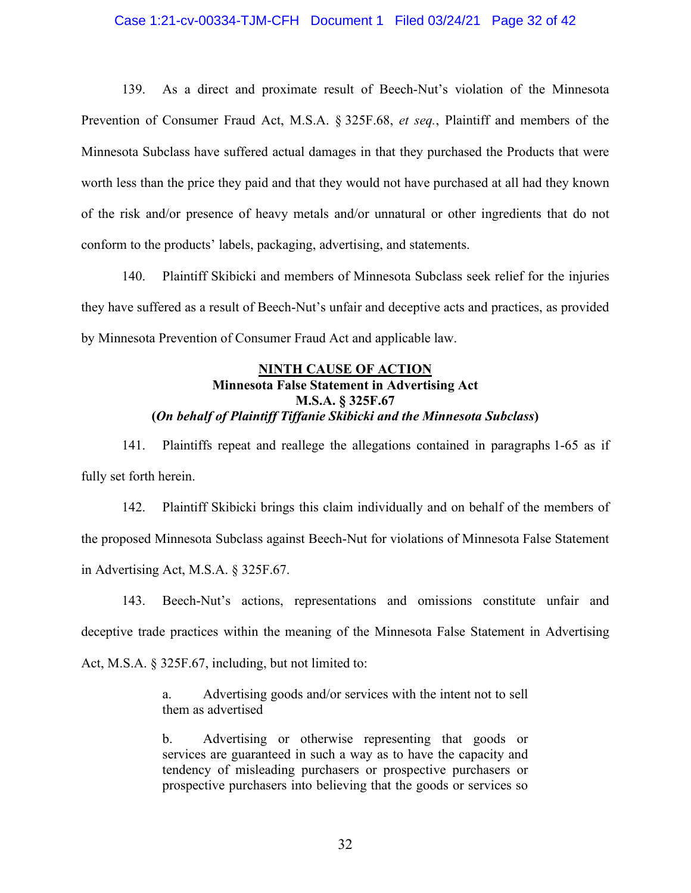139. As a direct and proximate result of Beech-Nut's violation of the Minnesota Prevention of Consumer Fraud Act, M.S.A. § 325F.68, *et seq.*, Plaintiff and members of the Minnesota Subclass have suffered actual damages in that they purchased the Products that were worth less than the price they paid and that they would not have purchased at all had they known of the risk and/or presence of heavy metals and/or unnatural or other ingredients that do not conform to the products' labels, packaging, advertising, and statements.

140. Plaintiff Skibicki and members of Minnesota Subclass seek relief for the injuries they have suffered as a result of Beech-Nut's unfair and deceptive acts and practices, as provided by Minnesota Prevention of Consumer Fraud Act and applicable law.

**NINTH CAUSE OF ACTION**
**Minnesota False Statement in Advertising Act**
**M.S.A. § 325F.67**
**(*On behalf of Plaintiff Tiffanie Skibicki and the Minnesota Subclass*)**

141. Plaintiffs repeat and reallege the allegations contained in paragraphs 1-65 as if fully set forth herein.

142. Plaintiff Skibicki brings this claim individually and on behalf of the members of the proposed Minnesota Subclass against Beech-Nut for violations of Minnesota False Statement in Advertising Act, M.S.A. § 325F.67.

143. Beech-Nut's actions, representations and omissions constitute unfair and deceptive trade practices within the meaning of the Minnesota False Statement in Advertising Act, M.S.A. § 325F.67, including, but not limited to:

> a. Advertising goods and/or services with the intent not to sell them as advertised
>
> b. Advertising or otherwise representing that goods or services are guaranteed in such a way as to have the capacity and tendency of misleading purchasers or prospective purchasers or prospective purchasers into believing that the goods or services so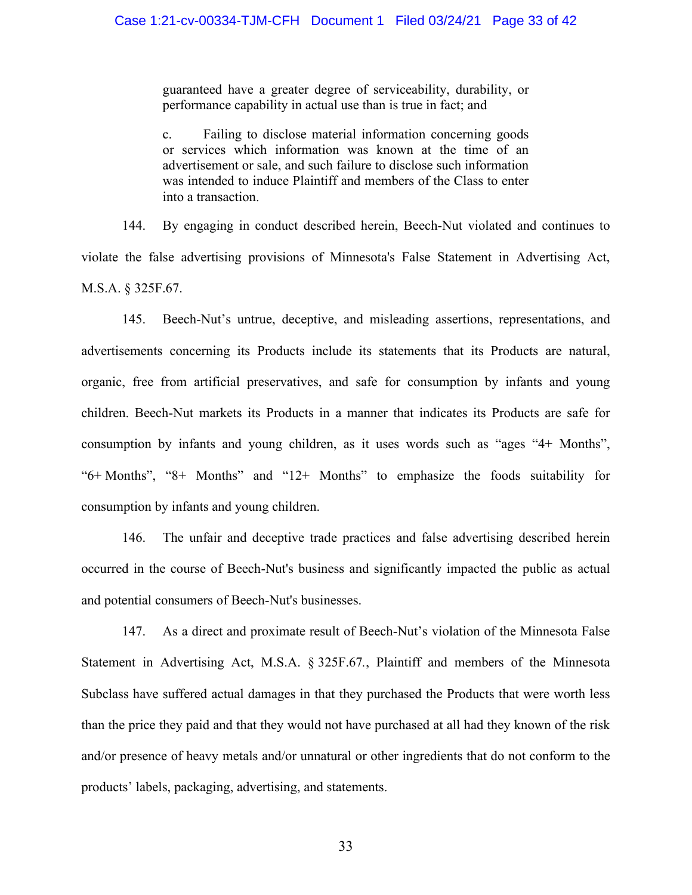> guaranteed have a greater degree of serviceability, durability, or performance capability in actual use than is true in fact; and
>
> c. Failing to disclose material information concerning goods or services which information was known at the time of an advertisement or sale, and such failure to disclose such information was intended to induce Plaintiff and members of the Class to enter into a transaction.

144. By engaging in conduct described herein, Beech-Nut violated and continues to violate the false advertising provisions of Minnesota's False Statement in Advertising Act, M.S.A. § 325F.67.

145. Beech-Nut's untrue, deceptive, and misleading assertions, representations, and advertisements concerning its Products include its statements that its Products are natural, organic, free from artificial preservatives, and safe for consumption by infants and young children. Beech-Nut markets its Products in a manner that indicates its Products are safe for consumption by infants and young children, as it uses words such as "ages "4+ Months", "6+ Months", "8+ Months" and "12+ Months" to emphasize the foods suitability for consumption by infants and young children.

146. The unfair and deceptive trade practices and false advertising described herein occurred in the course of Beech-Nut's business and significantly impacted the public as actual and potential consumers of Beech-Nut's businesses.

147. As a direct and proximate result of Beech-Nut's violation of the Minnesota False Statement in Advertising Act, M.S.A. § 325F.67., Plaintiff and members of the Minnesota Subclass have suffered actual damages in that they purchased the Products that were worth less than the price they paid and that they would not have purchased at all had they known of the risk and/or presence of heavy metals and/or unnatural or other ingredients that do not conform to the products' labels, packaging, advertising, and statements.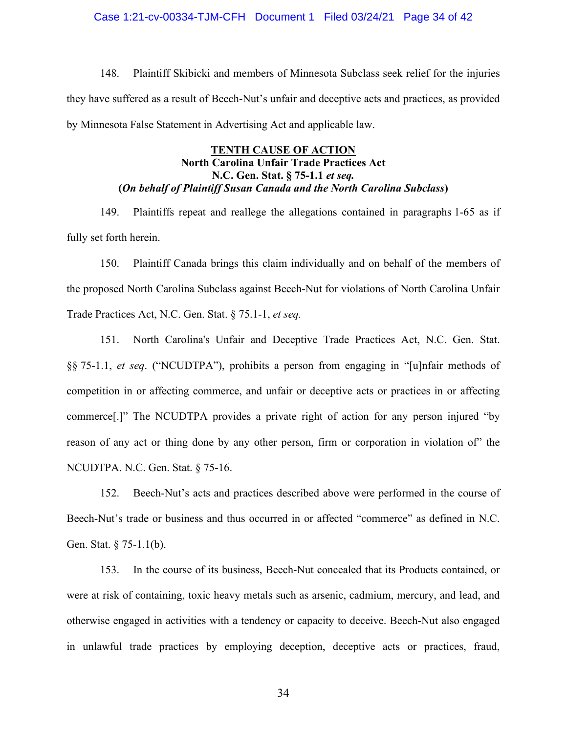148. Plaintiff Skibicki and members of Minnesota Subclass seek relief for the injuries they have suffered as a result of Beech-Nut's unfair and deceptive acts and practices, as provided by Minnesota False Statement in Advertising Act and applicable law.

**TENTH CAUSE OF ACTION**
**North Carolina Unfair Trade Practices Act**
**N.C. Gen. Stat. § 75-1.1 *et seq.***
**(*On behalf of Plaintiff Susan Canada and the North Carolina Subclass*)**

149. Plaintiffs repeat and reallege the allegations contained in paragraphs 1-65 as if fully set forth herein.

150. Plaintiff Canada brings this claim individually and on behalf of the members of the proposed North Carolina Subclass against Beech-Nut for violations of North Carolina Unfair Trade Practices Act, N.C. Gen. Stat. § 75.1-1, *et seq.*

151. North Carolina's Unfair and Deceptive Trade Practices Act, N.C. Gen. Stat. §§ 75-1.1, *et seq*. ("NCUDTPA"), prohibits a person from engaging in "[u]nfair methods of competition in or affecting commerce, and unfair or deceptive acts or practices in or affecting commerce[.]" The NCUDTPA provides a private right of action for any person injured "by reason of any act or thing done by any other person, firm or corporation in violation of" the NCUDTPA. N.C. Gen. Stat. § 75-16.

152. Beech-Nut's acts and practices described above were performed in the course of Beech-Nut's trade or business and thus occurred in or affected "commerce" as defined in N.C. Gen. Stat. § 75-1.1(b).

153. In the course of its business, Beech-Nut concealed that its Products contained, or were at risk of containing, toxic heavy metals such as arsenic, cadmium, mercury, and lead, and otherwise engaged in activities with a tendency or capacity to deceive. Beech-Nut also engaged in unlawful trade practices by employing deception, deceptive acts or practices, fraud,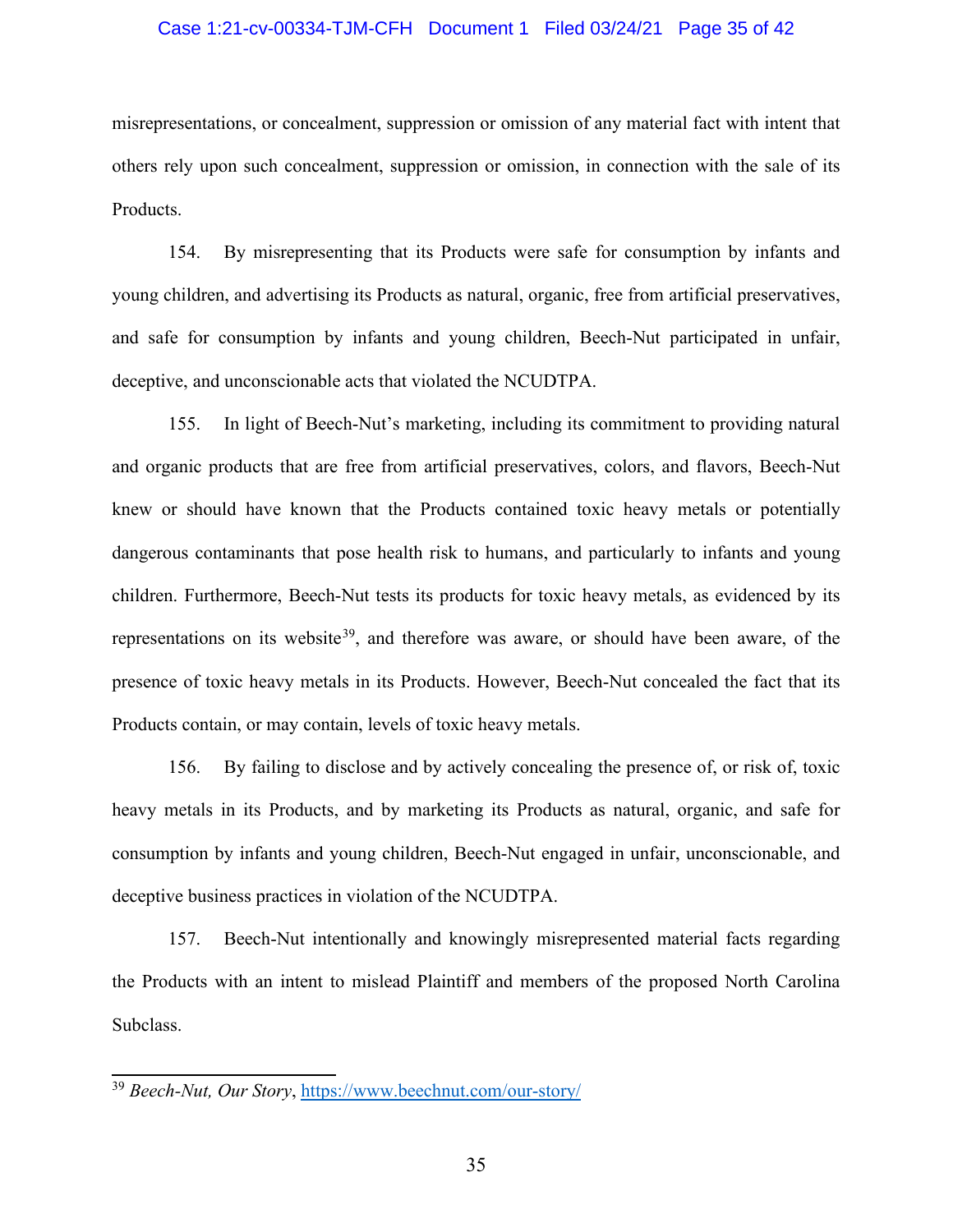misrepresentations, or concealment, suppression or omission of any material fact with intent that others rely upon such concealment, suppression or omission, in connection with the sale of its Products.

154. By misrepresenting that its Products were safe for consumption by infants and young children, and advertising its Products as natural, organic, free from artificial preservatives, and safe for consumption by infants and young children, Beech-Nut participated in unfair, deceptive, and unconscionable acts that violated the NCUDTPA.

155. In light of Beech-Nut's marketing, including its commitment to providing natural and organic products that are free from artificial preservatives, colors, and flavors, Beech-Nut knew or should have known that the Products contained toxic heavy metals or potentially dangerous contaminants that pose health risk to humans, and particularly to infants and young children. Furthermore, Beech-Nut tests its products for toxic heavy metals, as evidenced by its representations on its website[39], and therefore was aware, or should have been aware, of the presence of toxic heavy metals in its Products. However, Beech-Nut concealed the fact that its Products contain, or may contain, levels of toxic heavy metals.

156. By failing to disclose and by actively concealing the presence of, or risk of, toxic heavy metals in its Products, and by marketing its Products as natural, organic, and safe for consumption by infants and young children, Beech-Nut engaged in unfair, unconscionable, and deceptive business practices in violation of the NCUDTPA.

157. Beech-Nut intentionally and knowingly misrepresented material facts regarding the Products with an intent to mislead Plaintiff and members of the proposed North Carolina Subclass.

---

[39] *Beech-Nut, Our Story*, https://www.beechnut.com/our-story/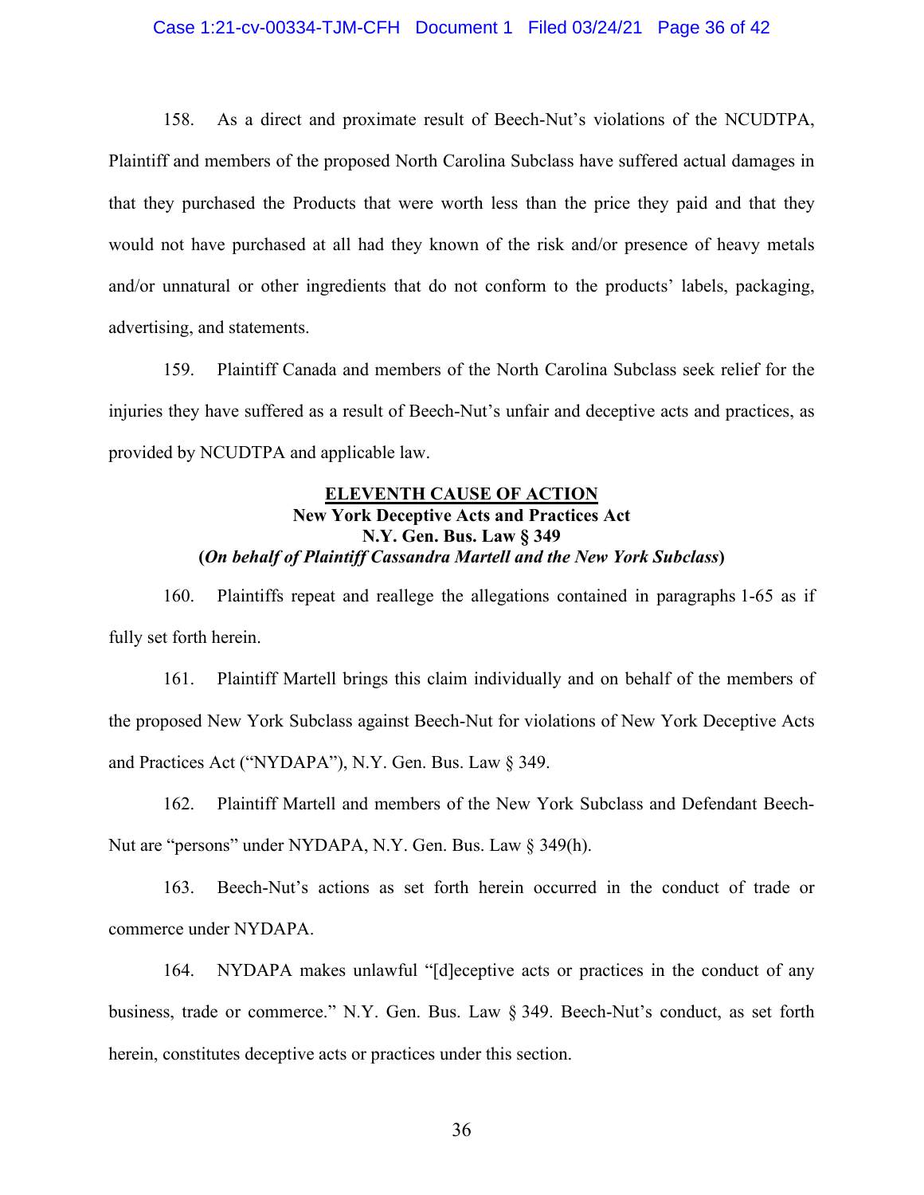158. As a direct and proximate result of Beech-Nut's violations of the NCUDTPA, Plaintiff and members of the proposed North Carolina Subclass have suffered actual damages in that they purchased the Products that were worth less than the price they paid and that they would not have purchased at all had they known of the risk and/or presence of heavy metals and/or unnatural or other ingredients that do not conform to the products' labels, packaging, advertising, and statements.

159. Plaintiff Canada and members of the North Carolina Subclass seek relief for the injuries they have suffered as a result of Beech-Nut's unfair and deceptive acts and practices, as provided by NCUDTPA and applicable law.

## ELEVENTH CAUSE OF ACTION
### New York Deceptive Acts and Practices Act
### N.Y. Gen. Bus. Law § 349
### (*On behalf of Plaintiff Cassandra Martell and the New York Subclass*)

160. Plaintiffs repeat and reallege the allegations contained in paragraphs 1-65 as if fully set forth herein.

161. Plaintiff Martell brings this claim individually and on behalf of the members of the proposed New York Subclass against Beech-Nut for violations of New York Deceptive Acts and Practices Act ("NYDAPA"), N.Y. Gen. Bus. Law § 349.

162. Plaintiff Martell and members of the New York Subclass and Defendant Beech-Nut are "persons" under NYDAPA, N.Y. Gen. Bus. Law § 349(h).

163. Beech-Nut's actions as set forth herein occurred in the conduct of trade or commerce under NYDAPA.

164. NYDAPA makes unlawful "[d]eceptive acts or practices in the conduct of any business, trade or commerce." N.Y. Gen. Bus. Law § 349. Beech-Nut's conduct, as set forth herein, constitutes deceptive acts or practices under this section.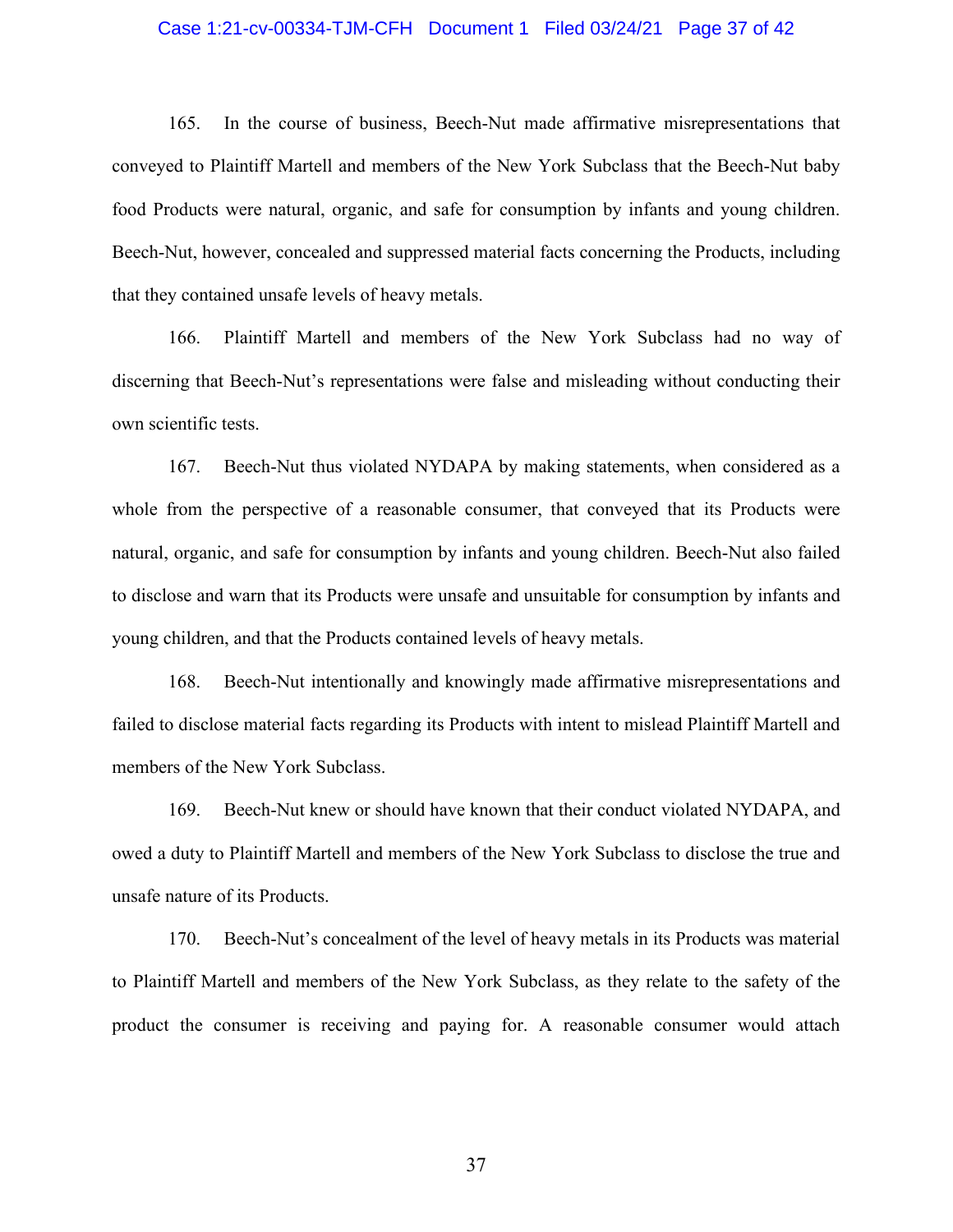165. In the course of business, Beech-Nut made affirmative misrepresentations that conveyed to Plaintiff Martell and members of the New York Subclass that the Beech-Nut baby food Products were natural, organic, and safe for consumption by infants and young children. Beech-Nut, however, concealed and suppressed material facts concerning the Products, including that they contained unsafe levels of heavy metals.

166. Plaintiff Martell and members of the New York Subclass had no way of discerning that Beech-Nut's representations were false and misleading without conducting their own scientific tests.

167. Beech-Nut thus violated NYDAPA by making statements, when considered as a whole from the perspective of a reasonable consumer, that conveyed that its Products were natural, organic, and safe for consumption by infants and young children. Beech-Nut also failed to disclose and warn that its Products were unsafe and unsuitable for consumption by infants and young children, and that the Products contained levels of heavy metals.

168. Beech-Nut intentionally and knowingly made affirmative misrepresentations and failed to disclose material facts regarding its Products with intent to mislead Plaintiff Martell and members of the New York Subclass.

169. Beech-Nut knew or should have known that their conduct violated NYDAPA, and owed a duty to Plaintiff Martell and members of the New York Subclass to disclose the true and unsafe nature of its Products.

170. Beech-Nut's concealment of the level of heavy metals in its Products was material to Plaintiff Martell and members of the New York Subclass, as they relate to the safety of the product the consumer is receiving and paying for. A reasonable consumer would attach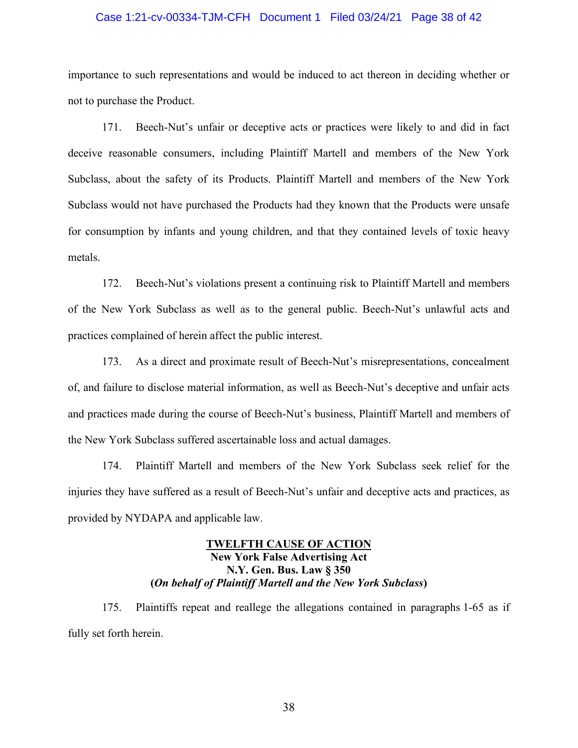importance to such representations and would be induced to act thereon in deciding whether or not to purchase the Product.

171. Beech-Nut's unfair or deceptive acts or practices were likely to and did in fact deceive reasonable consumers, including Plaintiff Martell and members of the New York Subclass, about the safety of its Products. Plaintiff Martell and members of the New York Subclass would not have purchased the Products had they known that the Products were unsafe for consumption by infants and young children, and that they contained levels of toxic heavy metals.

172. Beech-Nut's violations present a continuing risk to Plaintiff Martell and members of the New York Subclass as well as to the general public. Beech-Nut's unlawful acts and practices complained of herein affect the public interest.

173. As a direct and proximate result of Beech-Nut's misrepresentations, concealment of, and failure to disclose material information, as well as Beech-Nut's deceptive and unfair acts and practices made during the course of Beech-Nut's business, Plaintiff Martell and members of the New York Subclass suffered ascertainable loss and actual damages.

174. Plaintiff Martell and members of the New York Subclass seek relief for the injuries they have suffered as a result of Beech-Nut's unfair and deceptive acts and practices, as provided by NYDAPA and applicable law.

## TWELFTH CAUSE OF ACTION
**New York False Advertising Act**
**N.Y. Gen. Bus. Law § 350**
**(*On behalf of Plaintiff Martell and the New York Subclass*)**

175. Plaintiffs repeat and reallege the allegations contained in paragraphs 1-65 as if fully set forth herein.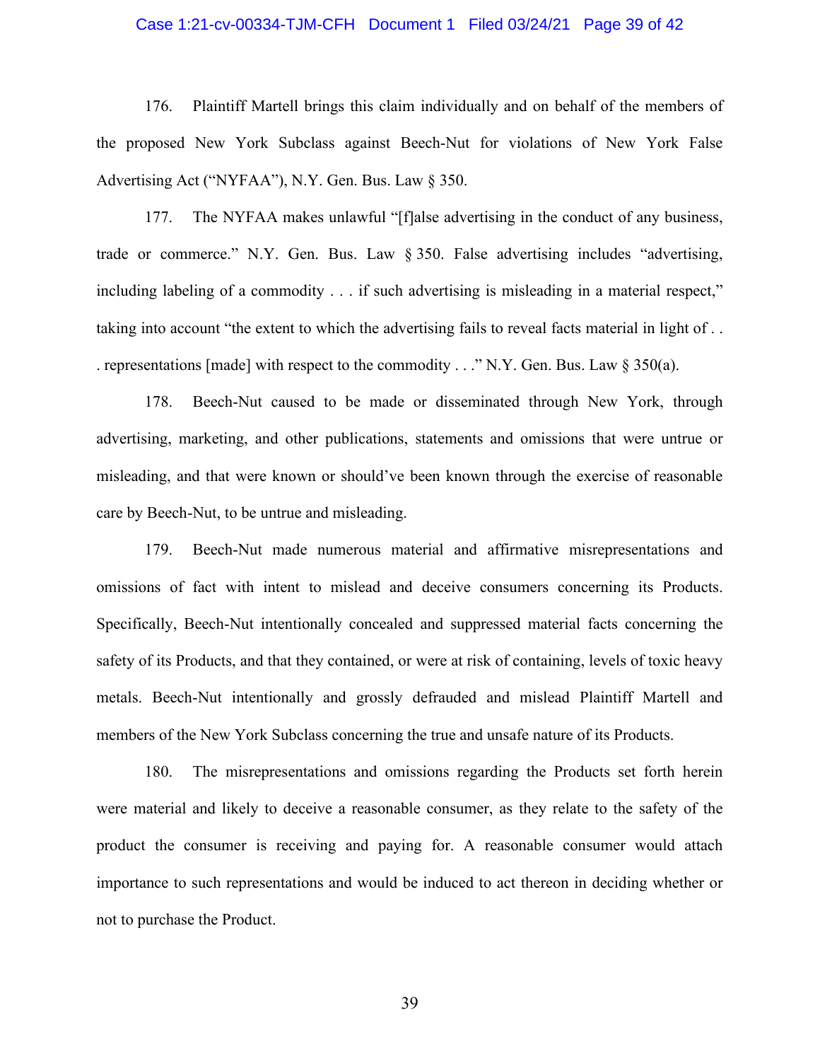176. Plaintiff Martell brings this claim individually and on behalf of the members of the proposed New York Subclass against Beech-Nut for violations of New York False Advertising Act ("NYFAA"), N.Y. Gen. Bus. Law § 350.

177. The NYFAA makes unlawful "[f]alse advertising in the conduct of any business, trade or commerce." N.Y. Gen. Bus. Law § 350. False advertising includes "advertising, including labeling of a commodity . . . if such advertising is misleading in a material respect," taking into account "the extent to which the advertising fails to reveal facts material in light of . . . representations [made] with respect to the commodity . . ." N.Y. Gen. Bus. Law § 350(a).

178. Beech-Nut caused to be made or disseminated through New York, through advertising, marketing, and other publications, statements and omissions that were untrue or misleading, and that were known or should've been known through the exercise of reasonable care by Beech-Nut, to be untrue and misleading.

179. Beech-Nut made numerous material and affirmative misrepresentations and omissions of fact with intent to mislead and deceive consumers concerning its Products. Specifically, Beech-Nut intentionally concealed and suppressed material facts concerning the safety of its Products, and that they contained, or were at risk of containing, levels of toxic heavy metals. Beech-Nut intentionally and grossly defrauded and mislead Plaintiff Martell and members of the New York Subclass concerning the true and unsafe nature of its Products.

180. The misrepresentations and omissions regarding the Products set forth herein were material and likely to deceive a reasonable consumer, as they relate to the safety of the product the consumer is receiving and paying for. A reasonable consumer would attach importance to such representations and would be induced to act thereon in deciding whether or not to purchase the Product.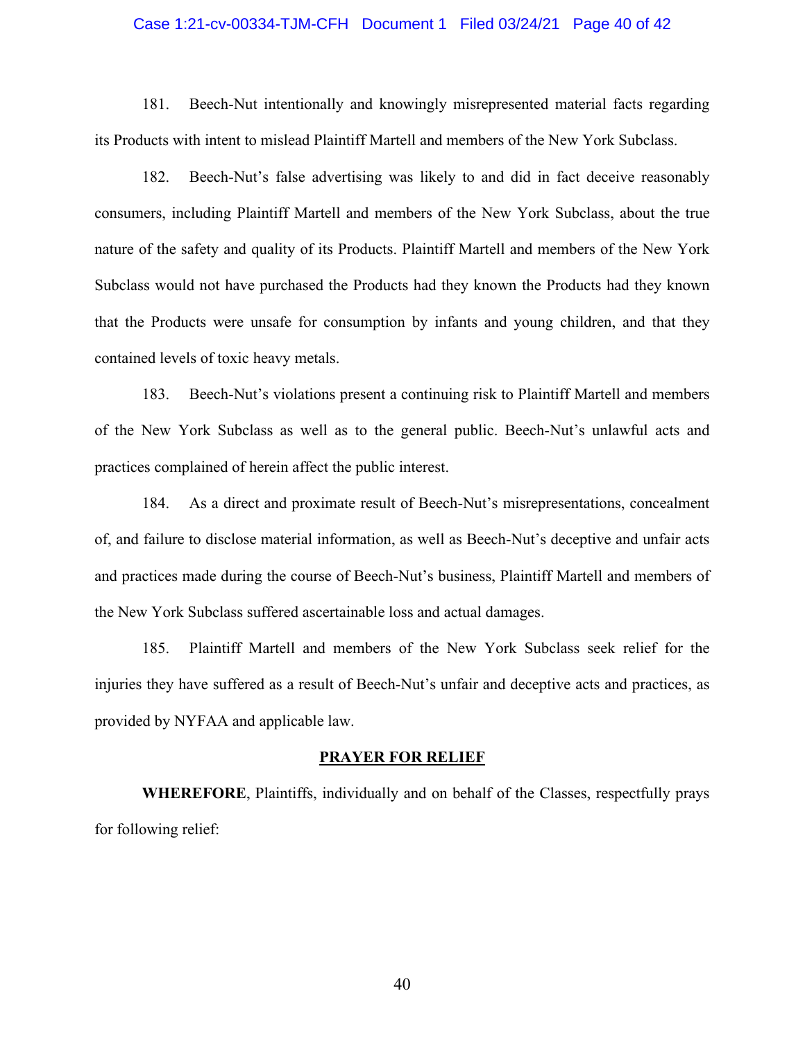181. Beech-Nut intentionally and knowingly misrepresented material facts regarding its Products with intent to mislead Plaintiff Martell and members of the New York Subclass.

182. Beech-Nut's false advertising was likely to and did in fact deceive reasonably consumers, including Plaintiff Martell and members of the New York Subclass, about the true nature of the safety and quality of its Products. Plaintiff Martell and members of the New York Subclass would not have purchased the Products had they known the Products had they known that the Products were unsafe for consumption by infants and young children, and that they contained levels of toxic heavy metals.

183. Beech-Nut's violations present a continuing risk to Plaintiff Martell and members of the New York Subclass as well as to the general public. Beech-Nut's unlawful acts and practices complained of herein affect the public interest.

184. As a direct and proximate result of Beech-Nut's misrepresentations, concealment of, and failure to disclose material information, as well as Beech-Nut's deceptive and unfair acts and practices made during the course of Beech-Nut's business, Plaintiff Martell and members of the New York Subclass suffered ascertainable loss and actual damages.

185. Plaintiff Martell and members of the New York Subclass seek relief for the injuries they have suffered as a result of Beech-Nut's unfair and deceptive acts and practices, as provided by NYFAA and applicable law.

## PRAYER FOR RELIEF

**WHEREFORE**, Plaintiffs, individually and on behalf of the Classes, respectfully prays for following relief: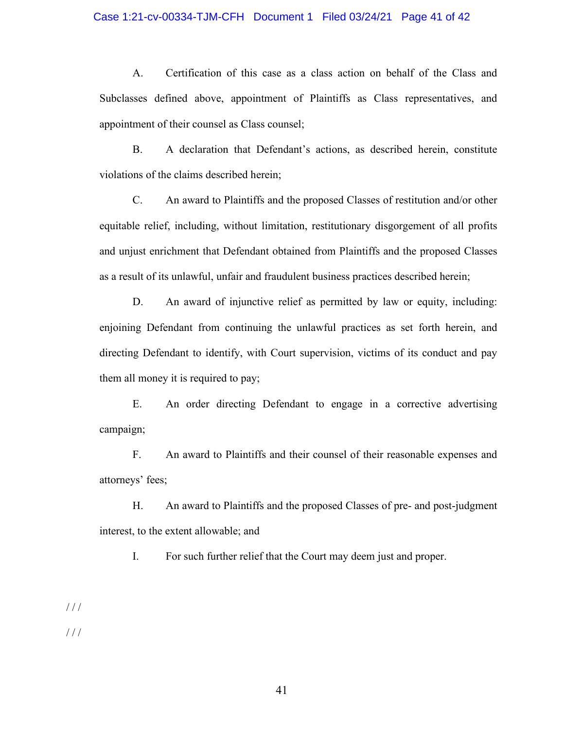A. Certification of this case as a class action on behalf of the Class and Subclasses defined above, appointment of Plaintiffs as Class representatives, and appointment of their counsel as Class counsel;

B. A declaration that Defendant's actions, as described herein, constitute violations of the claims described herein;

C. An award to Plaintiffs and the proposed Classes of restitution and/or other equitable relief, including, without limitation, restitutionary disgorgement of all profits and unjust enrichment that Defendant obtained from Plaintiffs and the proposed Classes as a result of its unlawful, unfair and fraudulent business practices described herein;

D. An award of injunctive relief as permitted by law or equity, including: enjoining Defendant from continuing the unlawful practices as set forth herein, and directing Defendant to identify, with Court supervision, victims of its conduct and pay them all money it is required to pay;

E. An order directing Defendant to engage in a corrective advertising campaign;

F. An award to Plaintiffs and their counsel of their reasonable expenses and attorneys' fees;

H. An award to Plaintiffs and the proposed Classes of pre- and post-judgment interest, to the extent allowable; and

I. For such further relief that the Court may deem just and proper.

/ / /

/ / /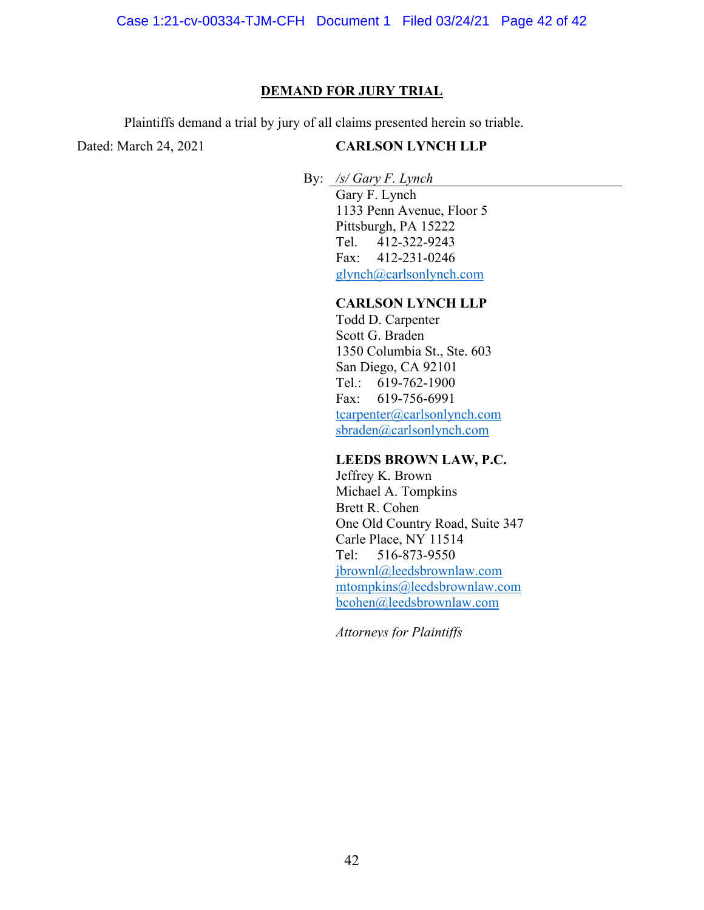## DEMAND FOR JURY TRIAL

Plaintiffs demand a trial by jury of all claims presented herein so triable.

Dated: March 24, 2021

**CARLSON LYNCH LLP**

By: *\/s/ Gary F. Lynch*

Gary F. Lynch
1133 Penn Avenue, Floor 5
Pittsburgh, PA 15222
Tel. 412-322-9243
Fax: 412-231-0246
glynch@carlsonlynch.com

**CARLSON LYNCH LLP**
Todd D. Carpenter
Scott G. Braden
1350 Columbia St., Ste. 603
San Diego, CA 92101
Tel.: 619-762-1900
Fax: 619-756-6991
tcarpenter@carlsonlynch.com
sbraden@carlsonlynch.com

**LEEDS BROWN LAW, P.C.**
Jeffrey K. Brown
Michael A. Tompkins
Brett R. Cohen
One Old Country Road, Suite 347
Carle Place, NY 11514
Tel: 516-873-9550
jbrownl@leedsbrownlaw.com
mtompkins@leedsbrownlaw.com
bcohen@leedsbrownlaw.com

*Attorneys for Plaintiffs*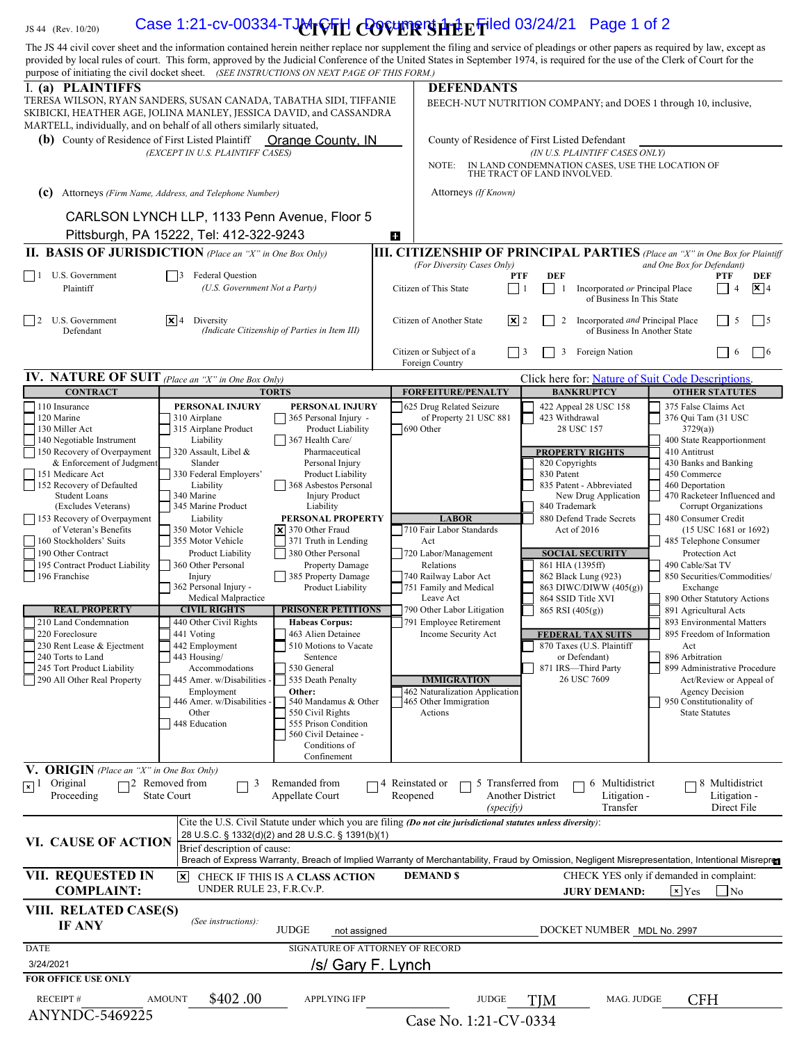JS 44 (Rev. 10/20)

Case 1:21-cv-00334-TJM-CFH Document 1-1 Filed 03/24/21 Page 1 of 2

# CIVIL COVER SHEET

The JS 44 civil cover sheet and the information contained herein neither replace nor supplement the filing and service of pleadings or other papers as required by law, except as provided by local rules of court. This form, approved by the Judicial Conference of the United States in September 1974, is required for the use of the Clerk of Court for the purpose of initiating the civil docket sheet. *(SEE INSTRUCTIONS ON NEXT PAGE OF THIS FORM.)*

## I. (a) PLAINTIFFS

TERESA WILSON, RYAN SANDERS, SUSAN CANADA, TABATHA SIDI, TIFFANIE SKIBICKI, HEATHER AGE, JOLINA MANLEY, JESSICA DAVID, and CASSANDRA MARTELL, individually, and on behalf of all others similarly situated,

**(b)** County of Residence of First Listed Plaintiff: Orange County, IN
*(EXCEPT IN U.S. PLAINTIFF CASES)*

**(c)** Attorneys *(Firm Name, Address, and Telephone Number)*

CARLSON LYNCH LLP, 1133 Penn Avenue, Floor 5
Pittsburgh, PA 15222, Tel: 412-322-9243

## DEFENDANTS

BEECH-NUT NUTRITION COMPANY; and DOES 1 through 10, inclusive,

County of Residence of First Listed Defendant: 
*(IN U.S. PLAINTIFF CASES ONLY)*

NOTE: IN LAND CONDEMNATION CASES, USE THE LOCATION OF THE TRACT OF LAND INVOLVED.

Attorneys *(If Known)*

## II. BASIS OF JURISDICTION *(Place an "X" in One Box Only)*

- [ ] 1 U.S. Government Plaintiff
- [ ] 3 Federal Question (U.S. Government Not a Party)
- [ ] 2 U.S. Government Defendant
- [X] 4 Diversity (Indicate Citizenship of Parties in Item III)

## III. CITIZENSHIP OF PRINCIPAL PARTIES *(Place an "X" in One Box for Plaintiff and One Box for Defendant)* *(For Diversity Cases Only)*

| | PTF | DEF | | PTF | DEF |
|---|---|---|---|---|---|
| Citizen of This State | [ ] 1 | [ ] 1 | Incorporated *or* Principal Place of Business In This State | [ ] 4 | [X] 4 |
| Citizen of Another State | [X] 2 | [ ] 2 | Incorporated *and* Principal Place of Business In Another State | [ ] 5 | [ ] 5 |
| Citizen or Subject of a Foreign Country | [ ] 3 | [ ] 3 | Foreign Nation | [ ] 6 | [ ] 6 |

## IV. NATURE OF SUIT *(Place an "X" in One Box Only)*

Click here for: Nature of Suit Code Descriptions.

**CONTRACT:** 110 Insurance; 120 Marine; 130 Miller Act; 140 Negotiable Instrument; 150 Recovery of Overpayment & Enforcement of Judgment; 151 Medicare Act; 152 Recovery of Defaulted Student Loans (Excludes Veterans); 153 Recovery of Overpayment of Veteran's Benefits; 160 Stockholders' Suits; 190 Other Contract; 195 Contract Product Liability; 196 Franchise

**REAL PROPERTY:** 210 Land Condemnation; 220 Foreclosure; 230 Rent Lease & Ejectment; 240 Torts to Land; 245 Tort Product Liability; 290 All Other Real Property

**TORTS — PERSONAL INJURY:** 310 Airplane; 315 Airplane Product Liability; 320 Assault, Libel & Slander; 330 Federal Employers' Liability; 340 Marine; 345 Marine Product Liability; 350 Motor Vehicle; 355 Motor Vehicle Product Liability; 360 Other Personal Injury; 362 Personal Injury - Medical Malpractice

**TORTS — PERSONAL INJURY:** 365 Personal Injury - Product Liability; 367 Health Care/ Pharmaceutical Personal Injury Product Liability; 368 Asbestos Personal Injury Product Liability

**PERSONAL PROPERTY:** [X] 370 Other Fraud; 371 Truth in Lending; 380 Other Personal Property Damage; 385 Property Damage Product Liability

**CIVIL RIGHTS:** 440 Other Civil Rights; 441 Voting; 442 Employment; 443 Housing/ Accommodations; 445 Amer. w/Disabilities - Employment; 446 Amer. w/Disabilities - Other; 448 Education

**PRISONER PETITIONS:** Habeas Corpus: 463 Alien Detainee; 510 Motions to Vacate Sentence; 530 General; 535 Death Penalty; Other: 540 Mandamus & Other; 550 Civil Rights; 555 Prison Condition; 560 Civil Detainee - Conditions of Confinement

**FORFEITURE/PENALTY:** 625 Drug Related Seizure of Property 21 USC 881; 690 Other

**LABOR:** 710 Fair Labor Standards Act; 720 Labor/Management Relations; 740 Railway Labor Act; 751 Family and Medical Leave Act; 790 Other Labor Litigation; 791 Employee Retirement Income Security Act

**IMMIGRATION:** 462 Naturalization Application; 465 Other Immigration Actions

**BANKRUPTCY:** 422 Appeal 28 USC 158; 423 Withdrawal 28 USC 157

**PROPERTY RIGHTS:** 820 Copyrights; 830 Patent; 835 Patent - Abbreviated New Drug Application; 840 Trademark; 880 Defend Trade Secrets Act of 2016

**SOCIAL SECURITY:** 861 HIA (1395ff); 862 Black Lung (923); 863 DIWC/DIWW (405(g)); 864 SSID Title XVI; 865 RSI (405(g))

**FEDERAL TAX SUITS:** 870 Taxes (U.S. Plaintiff or Defendant); 871 IRS—Third Party 26 USC 7609

**OTHER STATUTES:** 375 False Claims Act; 376 Qui Tam (31 USC 3729(a)); 400 State Reapportionment; 410 Antitrust; 430 Banks and Banking; 450 Commerce; 460 Deportation; 470 Racketeer Influenced and Corrupt Organizations; 480 Consumer Credit (15 USC 1681 or 1692); 485 Telephone Consumer Protection Act; 490 Cable/Sat TV; 850 Securities/Commodities/ Exchange; 890 Other Statutory Actions; 891 Agricultural Acts; 893 Environmental Matters; 895 Freedom of Information Act; 896 Arbitration; 899 Administrative Procedure Act/Review or Appeal of Agency Decision; 950 Constitutionality of State Statutes

## V. ORIGIN *(Place an "X" in One Box Only)*

- [X] 1 Original Proceeding
- [ ] 2 Removed from State Court
- [ ] 3 Remanded from Appellate Court
- [ ] 4 Reinstated or Reopened
- [ ] 5 Transferred from Another District *(specify)*
- [ ] 6 Multidistrict Litigation - Transfer
- [ ] 8 Multidistrict Litigation - Direct File

## VI. CAUSE OF ACTION

Cite the U.S. Civil Statute under which you are filing *(Do not cite jurisdictional statutes unless diversity)*:
28 U.S.C. § 1332(d)(2) and 28 U.S.C. § 1391(b)(1)

Brief description of cause:
Breach of Express Warranty, Breach of Implied Warranty of Merchantability, Fraud by Omission, Negligent Misrepresentation, Intentional Misrepre

## VII. REQUESTED IN COMPLAINT:

[X] CHECK IF THIS IS A CLASS ACTION UNDER RULE 23, F.R.Cv.P.

DEMAND $

CHECK YES only if demanded in complaint:
**JURY DEMAND:** [X] Yes [ ] No

## VIII. RELATED CASE(S) IF ANY

*(See instructions)*: JUDGE: not assigned DOCKET NUMBER: MDL No. 2997

DATE: 3/24/2021

SIGNATURE OF ATTORNEY OF RECORD: /s/ Gary F. Lynch

**FOR OFFICE USE ONLY**

RECEIPT #: ANYNDC-5469225 AMOUNT: $402 .00 APPLYING IFP: JUDGE: TJM MAG. JUDGE: CFH

Case No. 1:21-CV-0334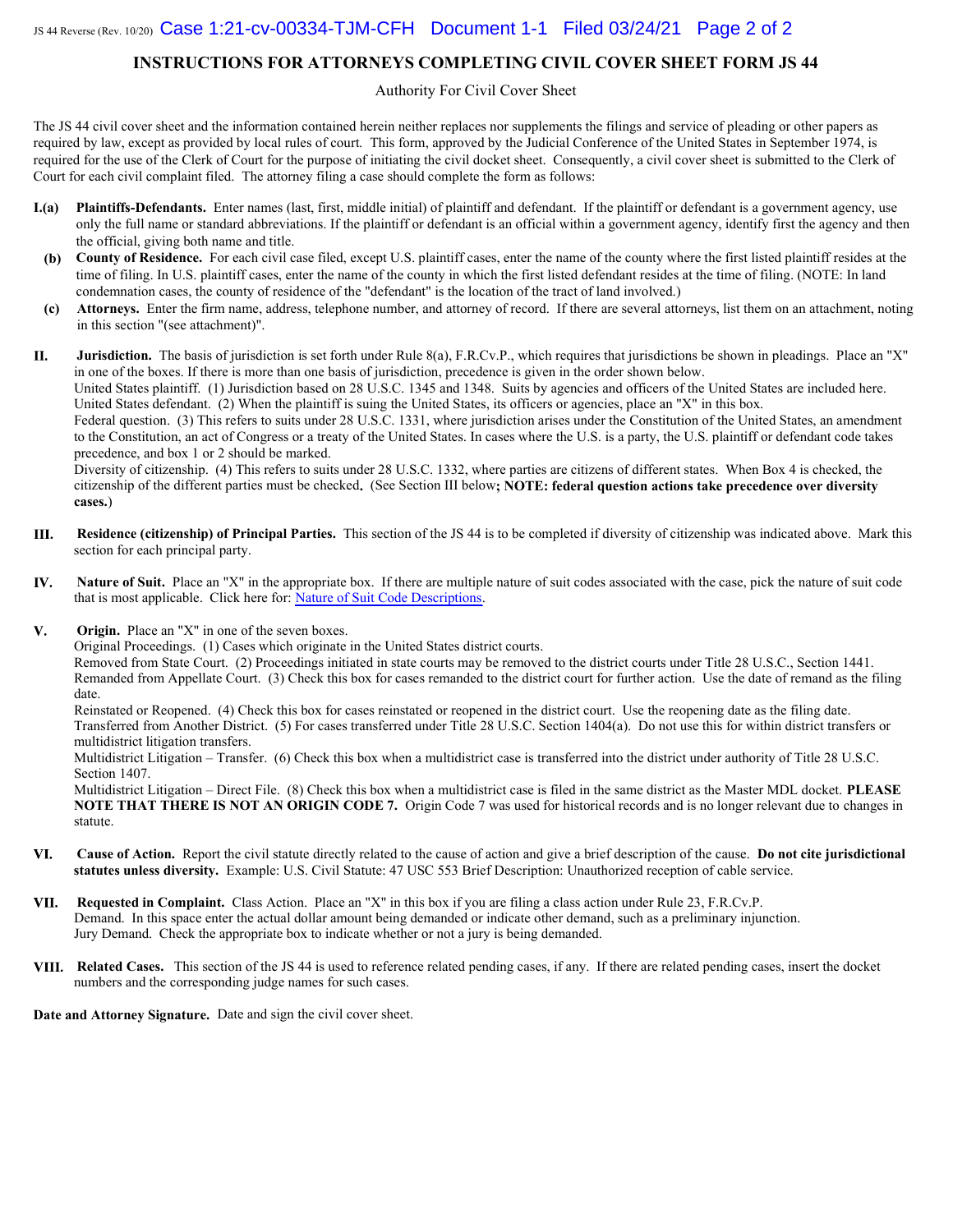# INSTRUCTIONS FOR ATTORNEYS COMPLETING CIVIL COVER SHEET FORM JS 44

Authority For Civil Cover Sheet

The JS 44 civil cover sheet and the information contained herein neither replaces nor supplements the filings and service of pleading or other papers as required by law, except as provided by local rules of court. This form, approved by the Judicial Conference of the United States in September 1974, is required for the use of the Clerk of Court for the purpose of initiating the civil docket sheet. Consequently, a civil cover sheet is submitted to the Clerk of Court for each civil complaint filed. The attorney filing a case should complete the form as follows:

**I.(a)** **Plaintiffs-Defendants.** Enter names (last, first, middle initial) of plaintiff and defendant. If the plaintiff or defendant is a government agency, use only the full name or standard abbreviations. If the plaintiff or defendant is an official within a government agency, identify first the agency and then the official, giving both name and title.

**(b)** **County of Residence.** For each civil case filed, except U.S. plaintiff cases, enter the name of the county where the first listed plaintiff resides at the time of filing. In U.S. plaintiff cases, enter the name of the county in which the first listed defendant resides at the time of filing. (NOTE: In land condemnation cases, the county of residence of the "defendant" is the location of the tract of land involved.)

**(c)** **Attorneys.** Enter the firm name, address, telephone number, and attorney of record. If there are several attorneys, list them on an attachment, noting in this section "(see attachment)".

**II.** **Jurisdiction.** The basis of jurisdiction is set forth under Rule 8(a), F.R.Cv.P., which requires that jurisdictions be shown in pleadings. Place an "X" in one of the boxes. If there is more than one basis of jurisdiction, precedence is given in the order shown below.
United States plaintiff. (1) Jurisdiction based on 28 U.S.C. 1345 and 1348. Suits by agencies and officers of the United States are included here.
United States defendant. (2) When the plaintiff is suing the United States, its officers or agencies, place an "X" in this box.
Federal question. (3) This refers to suits under 28 U.S.C. 1331, where jurisdiction arises under the Constitution of the United States, an amendment to the Constitution, an act of Congress or a treaty of the United States. In cases where the U.S. is a party, the U.S. plaintiff or defendant code takes precedence, and box 1 or 2 should be marked.
Diversity of citizenship. (4) This refers to suits under 28 U.S.C. 1332, where parties are citizens of different states. When Box 4 is checked, the citizenship of the different parties must be checked**.** (See Section III below**; NOTE: federal question actions take precedence over diversity cases.**)

**III.** **Residence (citizenship) of Principal Parties.** This section of the JS 44 is to be completed if diversity of citizenship was indicated above. Mark this section for each principal party.

**IV.** **Nature of Suit.** Place an "X" in the appropriate box. If there are multiple nature of suit codes associated with the case, pick the nature of suit code that is most applicable. Click here for: Nature of Suit Code Descriptions.

**V.** **Origin.** Place an "X" in one of the seven boxes.
Original Proceedings. (1) Cases which originate in the United States district courts.
Removed from State Court. (2) Proceedings initiated in state courts may be removed to the district courts under Title 28 U.S.C., Section 1441.
Remanded from Appellate Court. (3) Check this box for cases remanded to the district court for further action. Use the date of remand as the filing date.
Reinstated or Reopened. (4) Check this box for cases reinstated or reopened in the district court. Use the reopening date as the filing date.
Transferred from Another District. (5) For cases transferred under Title 28 U.S.C. Section 1404(a). Do not use this for within district transfers or multidistrict litigation transfers.
Multidistrict Litigation – Transfer. (6) Check this box when a multidistrict case is transferred into the district under authority of Title 28 U.S.C. Section 1407.
Multidistrict Litigation – Direct File. (8) Check this box when a multidistrict case is filed in the same district as the Master MDL docket. **PLEASE NOTE THAT THERE IS NOT AN ORIGIN CODE 7.** Origin Code 7 was used for historical records and is no longer relevant due to changes in statute.

**VI.** **Cause of Action.** Report the civil statute directly related to the cause of action and give a brief description of the cause. **Do not cite jurisdictional statutes unless diversity.** Example: U.S. Civil Statute: 47 USC 553 Brief Description: Unauthorized reception of cable service.

**VII.** **Requested in Complaint.** Class Action. Place an "X" in this box if you are filing a class action under Rule 23, F.R.Cv.P.
Demand. In this space enter the actual dollar amount being demanded or indicate other demand, such as a preliminary injunction.
Jury Demand. Check the appropriate box to indicate whether or not a jury is being demanded.

**VIII.** **Related Cases.** This section of the JS 44 is used to reference related pending cases, if any. If there are related pending cases, insert the docket numbers and the corresponding judge names for such cases.

**Date and Attorney Signature.** Date and sign the civil cover sheet.